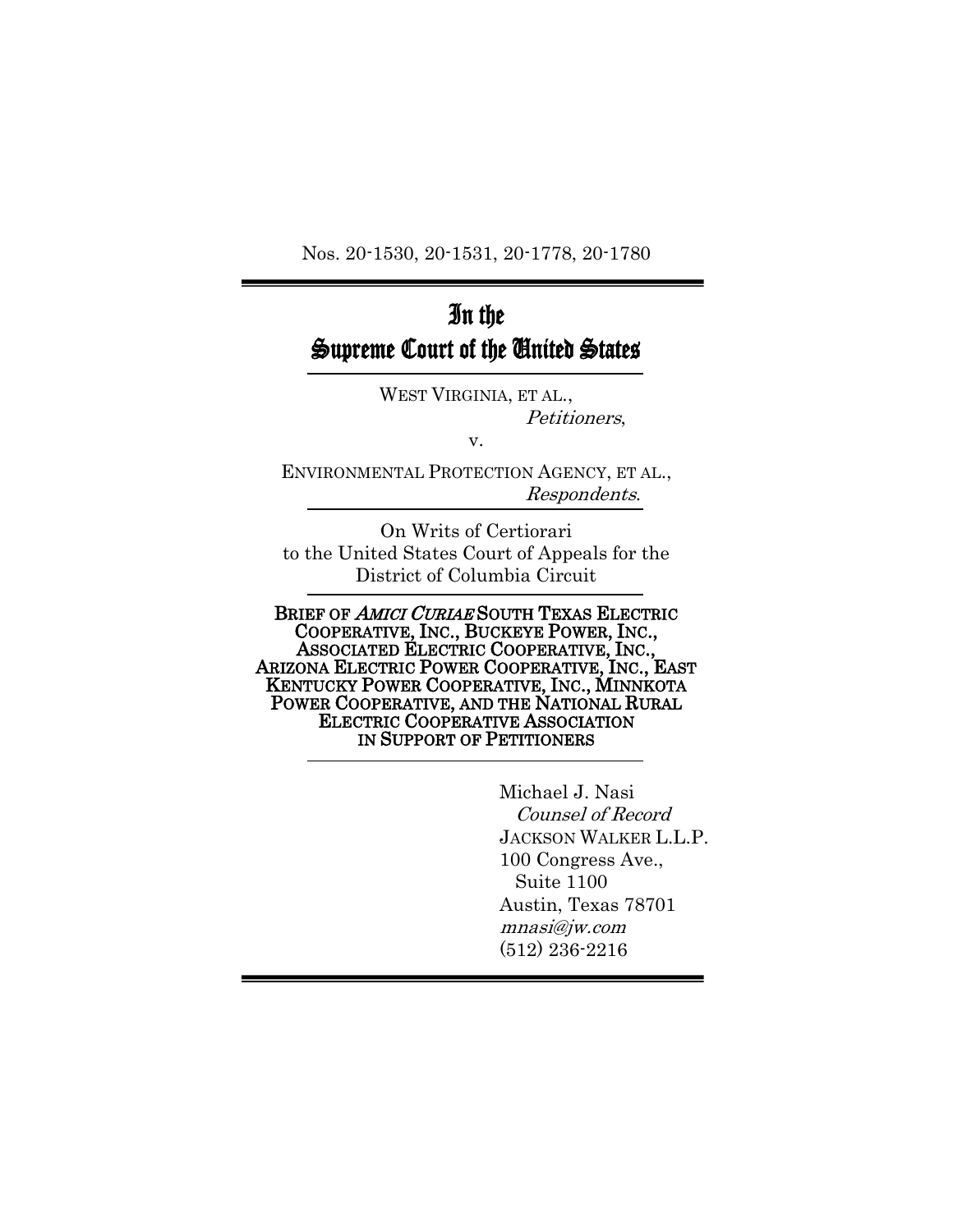Nos. 20-1530, 20-1531, 20-1778, 20-1780

# In the Supreme Court of the United States

WEST VIRGINIA, ET AL.,
*Petitioners*,

v.

ENVIRONMENTAL PROTECTION AGENCY, ET AL.,
*Respondents*.

On Writs of Certiorari
to the United States Court of Appeals for the
District of Columbia Circuit

**BRIEF OF *AMICI CURIAE* SOUTH TEXAS ELECTRIC COOPERATIVE, INC., BUCKEYE POWER, INC., ASSOCIATED ELECTRIC COOPERATIVE, INC., ARIZONA ELECTRIC POWER COOPERATIVE, INC., EAST KENTUCKY POWER COOPERATIVE, INC., MINNKOTA POWER COOPERATIVE, AND THE NATIONAL RURAL ELECTRIC COOPERATIVE ASSOCIATION IN SUPPORT OF PETITIONERS**

Michael J. Nasi
*Counsel of Record*
JACKSON WALKER L.L.P.
100 Congress Ave.,
Suite 1100
Austin, Texas 78701
*mnasi@jw.com*
(512) 236-2216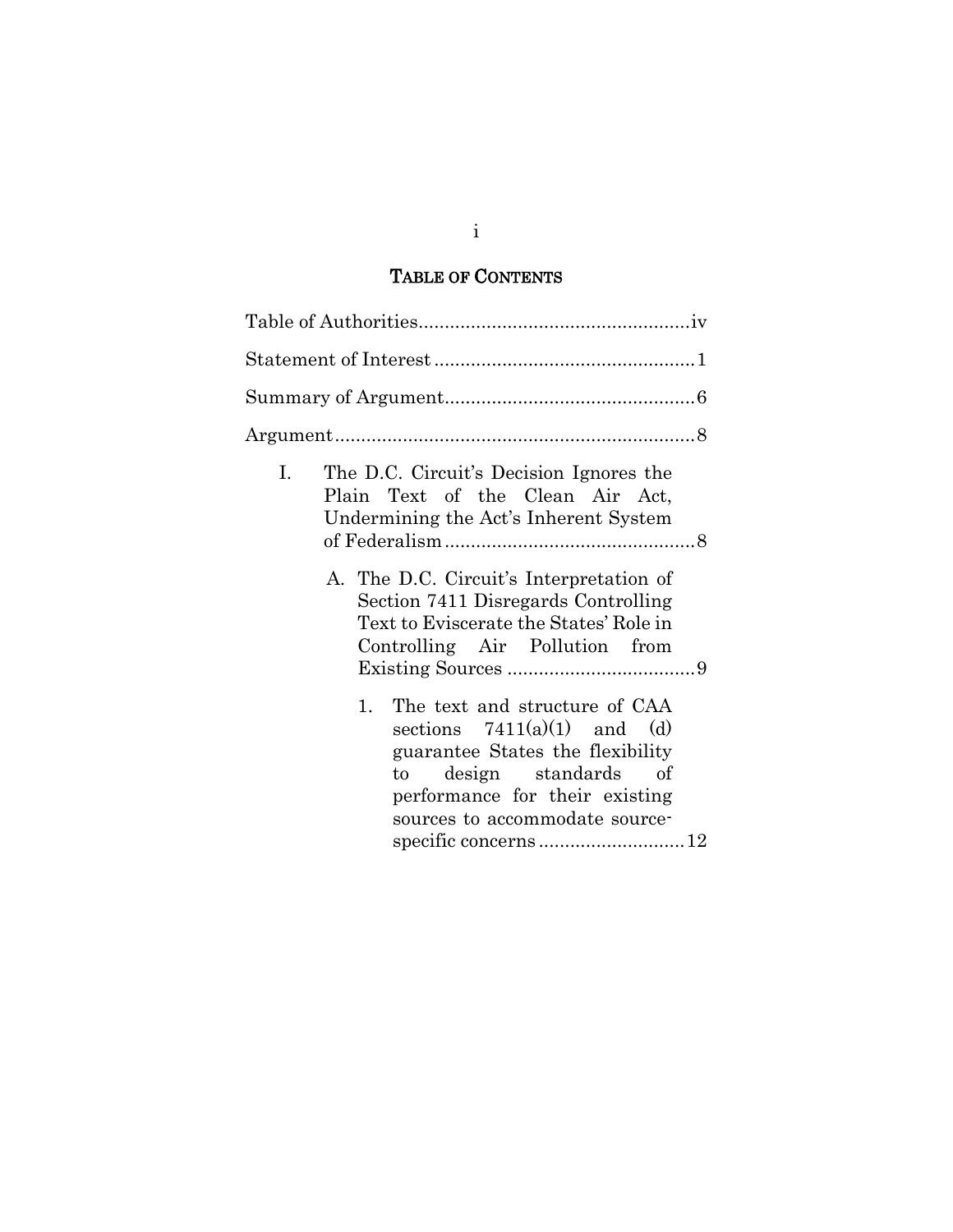# TABLE OF CONTENTS

Table of Authorities....................................................iv

Statement of Interest..................................................1

Summary of Argument................................................6

Argument.....................................................................8

I. The D.C. Circuit's Decision Ignores the Plain Text of the Clean Air Act, Undermining the Act's Inherent System of Federalism................................................8

   A. The D.C. Circuit's Interpretation of Section 7411 Disregards Controlling Text to Eviscerate the States' Role in Controlling Air Pollution from Existing Sources....................................9

      1. The text and structure of CAA sections 7411(a)(1) and (d) guarantee States the flexibility to design standards of performance for their existing sources to accommodate source-specific concerns............................12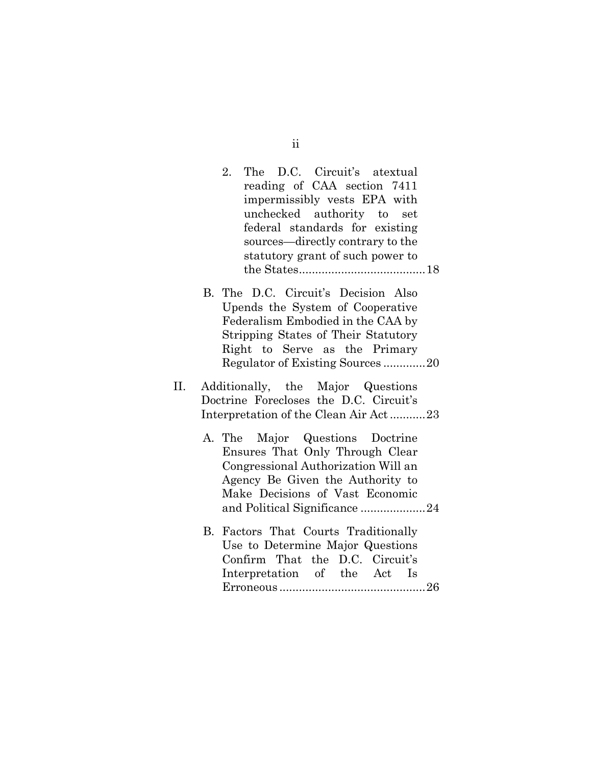2. The D.C. Circuit's atextual reading of CAA section 7411 impermissibly vests EPA with unchecked authority to set federal standards for existing sources—directly contrary to the statutory grant of such power to the States....................................... 18

B. The D.C. Circuit's Decision Also Upends the System of Cooperative Federalism Embodied in the CAA by Stripping States of Their Statutory Right to Serve as the Primary Regulator of Existing Sources ............. 20

II. Additionally, the Major Questions Doctrine Forecloses the D.C. Circuit's Interpretation of the Clean Air Act ........... 23

A. The Major Questions Doctrine Ensures That Only Through Clear Congressional Authorization Will an Agency Be Given the Authority to Make Decisions of Vast Economic and Political Significance .................... 24

B. Factors That Courts Traditionally Use to Determine Major Questions Confirm That the D.C. Circuit's Interpretation of the Act Is Erroneous ............................................. 26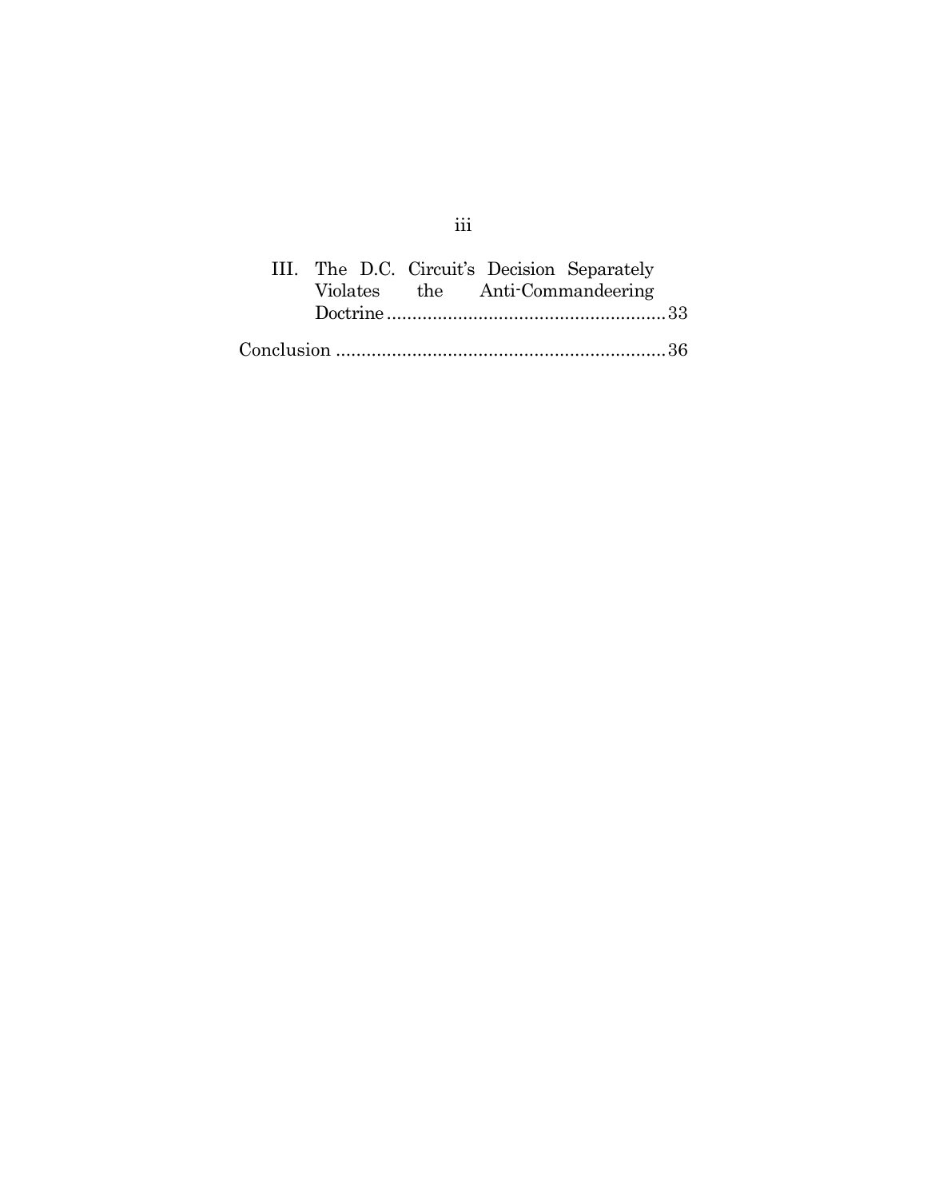III. The D.C. Circuit's Decision Separately Violates the Anti-Commandeering Doctrine ........................................................ 33

Conclusion ................................................................ 36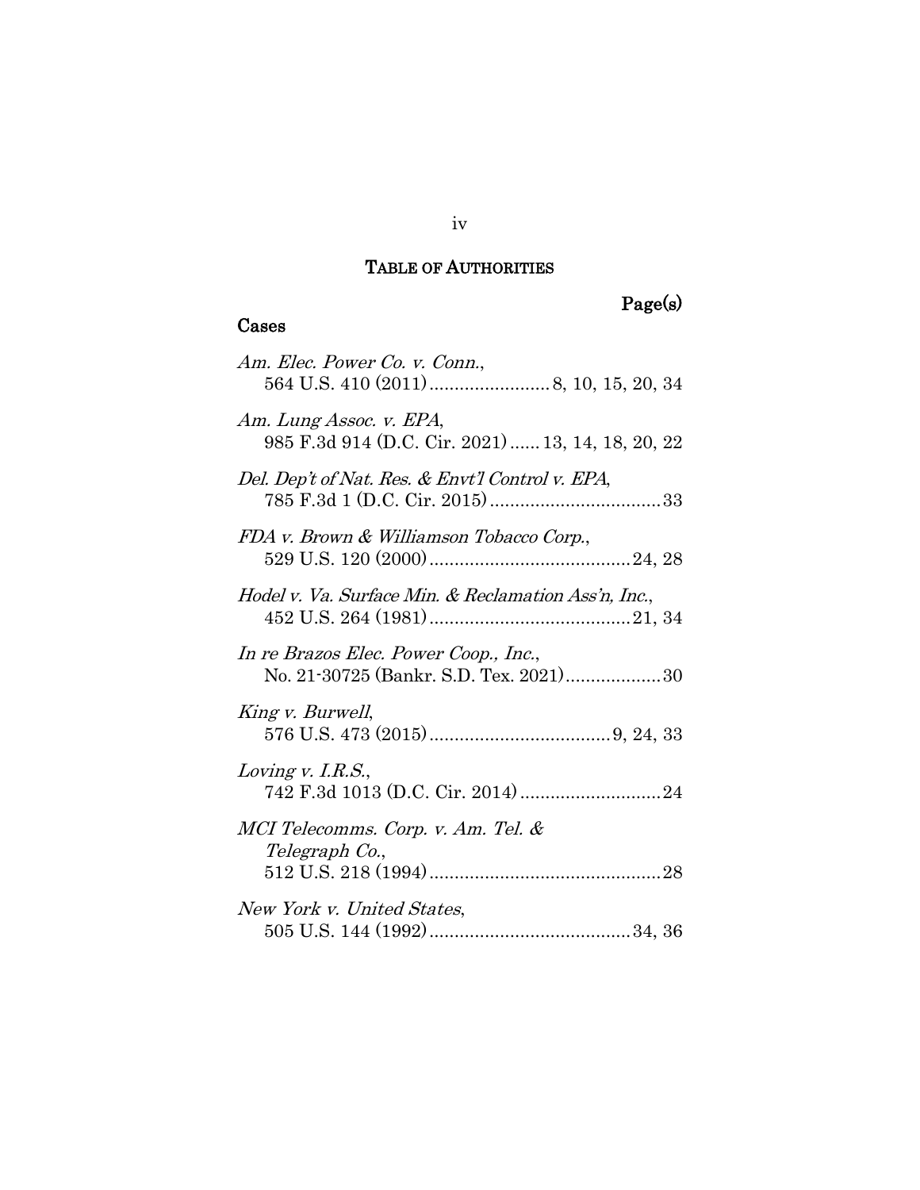# TABLE OF AUTHORITIES

Page(s)

## Cases

*Am. Elec. Power Co. v. Conn.*,
564 U.S. 410 (2011) ........................ 8, 10, 15, 20, 34

*Am. Lung Assoc. v. EPA*,
985 F.3d 914 (D.C. Cir. 2021) ...... 13, 14, 18, 20, 22

*Del. Dep't of Nat. Res. & Envt'l Control v. EPA*,
785 F.3d 1 (D.C. Cir. 2015) .................................. 33

*FDA v. Brown & Williamson Tobacco Corp.*,
529 U.S. 120 (2000) ........................................ 24, 28

*Hodel v. Va. Surface Min. & Reclamation Ass'n, Inc.*,
452 U.S. 264 (1981) ........................................ 21, 34

*In re Brazos Elec. Power Coop., Inc.*,
No. 21-30725 (Bankr. S.D. Tex. 2021) ................... 30

*King v. Burwell*,
576 U.S. 473 (2015) .................................... 9, 24, 33

*Loving v. I.R.S.*,
742 F.3d 1013 (D.C. Cir. 2014) ............................ 24

*MCI Telecomms. Corp. v. Am. Tel. & Telegraph Co.*,
512 U.S. 218 (1994) .............................................. 28

*New York v. United States*,
505 U.S. 144 (1992) ........................................ 34, 36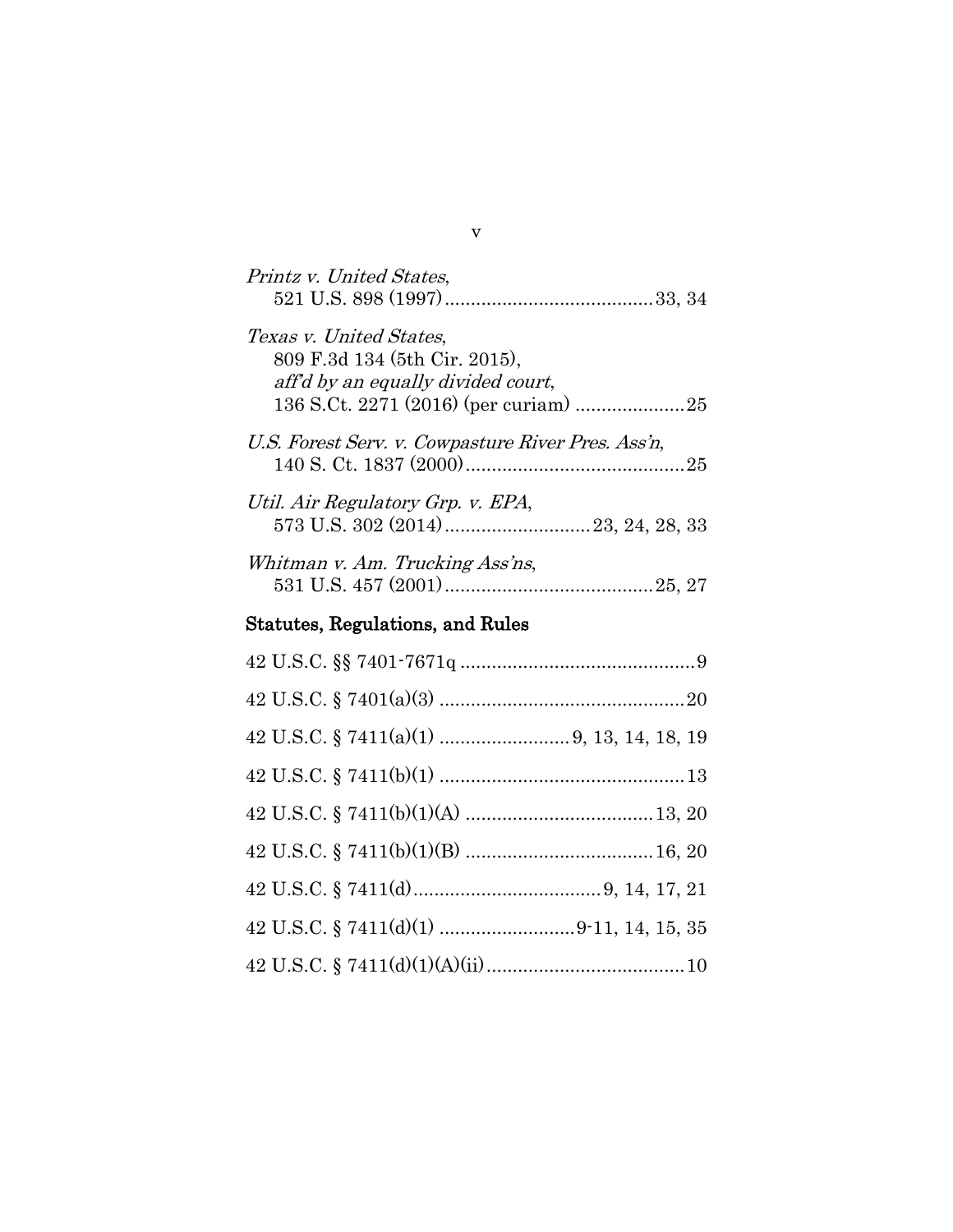*Printz v. United States*,
521 U.S. 898 (1997) .......................................33, 34

*Texas v. United States*,
809 F.3d 134 (5th Cir. 2015),
*aff'd by an equally divided court*,
136 S.Ct. 2271 (2016) (per curiam) .....................25

*U.S. Forest Serv. v. Cowpasture River Pres. Ass'n*,
140 S. Ct. 1837 (2000)..........................................25

*Util. Air Regulatory Grp. v. EPA*,
573 U.S. 302 (2014)............................23, 24, 28, 33

*Whitman v. Am. Trucking Ass'ns*,
531 U.S. 457 (2001).......................................25, 27

## Statutes, Regulations, and Rules

42 U.S.C. §§ 7401-7671q ............................................9

42 U.S.C. § 7401(a)(3) ...............................................20

42 U.S.C. § 7411(a)(1) .........................9, 13, 14, 18, 19

42 U.S.C. § 7411(b)(1) ...............................................13

42 U.S.C. § 7411(b)(1)(A) ....................................13, 20

42 U.S.C. § 7411(b)(1)(B) ....................................16, 20

42 U.S.C. § 7411(d)....................................9, 14, 17, 21

42 U.S.C. § 7411(d)(1) ..........................9-11, 14, 15, 35

42 U.S.C. § 7411(d)(1)(A)(ii)......................................10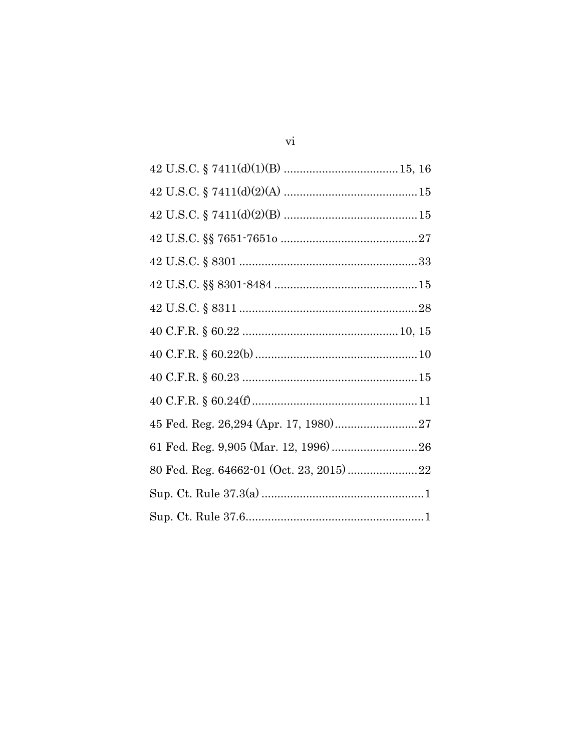42 U.S.C. § 7411(d)(1)(B) .................................... 15, 16

42 U.S.C. § 7411(d)(2)(A) .......................................... 15

42 U.S.C. § 7411(d)(2)(B) .......................................... 15

42 U.S.C. §§ 7651-7651o ........................................... 27

42 U.S.C. § 8301 ........................................................ 33

42 U.S.C. §§ 8301-8484 ............................................. 15

42 U.S.C. § 8311 ........................................................ 28

40 C.F.R. § 60.22 ................................................. 10, 15

40 C.F.R. § 60.22(b) ................................................... 10

40 C.F.R. § 60.23 ....................................................... 15

40 C.F.R. § 60.24(f) .................................................... 11

45 Fed. Reg. 26,294 (Apr. 17, 1980) .......................... 27

61 Fed. Reg. 9,905 (Mar. 12, 1996) ........................... 26

80 Fed. Reg. 64662-01 (Oct. 23, 2015) ...................... 22

Sup. Ct. Rule 37.3(a) ................................................... 1

Sup. Ct. Rule 37.6 ........................................................ 1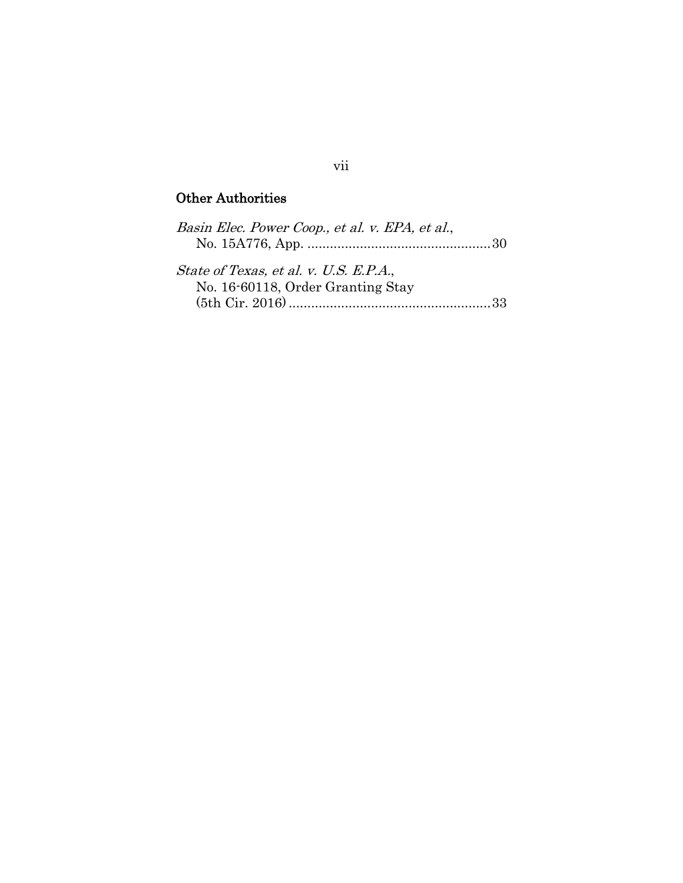## Other Authorities

*Basin Elec. Power Coop., et al. v. EPA, et al.*, No. 15A776, App. ................................................30

*State of Texas, et al. v. U.S. E.P.A.*, No. 16-60118, Order Granting Stay (5th Cir. 2016) ......................................................33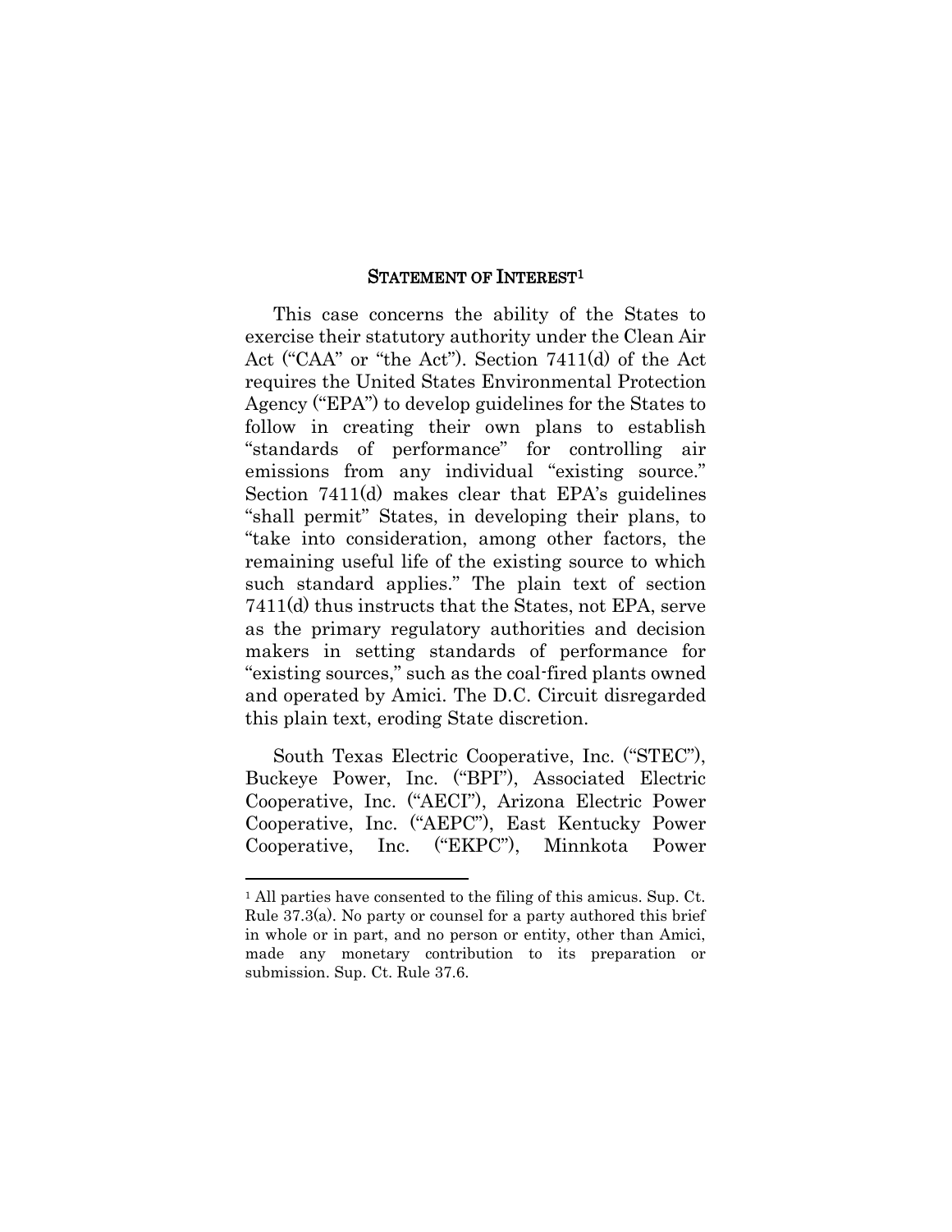## STATEMENT OF INTEREST[1]

This case concerns the ability of the States to exercise their statutory authority under the Clean Air Act ("CAA" or "the Act"). Section 7411(d) of the Act requires the United States Environmental Protection Agency ("EPA") to develop guidelines for the States to follow in creating their own plans to establish "standards of performance" for controlling air emissions from any individual "existing source." Section 7411(d) makes clear that EPA's guidelines "shall permit" States, in developing their plans, to "take into consideration, among other factors, the remaining useful life of the existing source to which such standard applies." The plain text of section 7411(d) thus instructs that the States, not EPA, serve as the primary regulatory authorities and decision makers in setting standards of performance for "existing sources," such as the coal-fired plants owned and operated by Amici. The D.C. Circuit disregarded this plain text, eroding State discretion.

South Texas Electric Cooperative, Inc. ("STEC"), Buckeye Power, Inc. ("BPI"), Associated Electric Cooperative, Inc. ("AECI"), Arizona Electric Power Cooperative, Inc. ("AEPC"), East Kentucky Power Cooperative, Inc. ("EKPC"), Minnkota Power

---

[1] All parties have consented to the filing of this amicus. Sup. Ct. Rule 37.3(a). No party or counsel for a party authored this brief in whole or in part, and no person or entity, other than Amici, made any monetary contribution to its preparation or submission. Sup. Ct. Rule 37.6.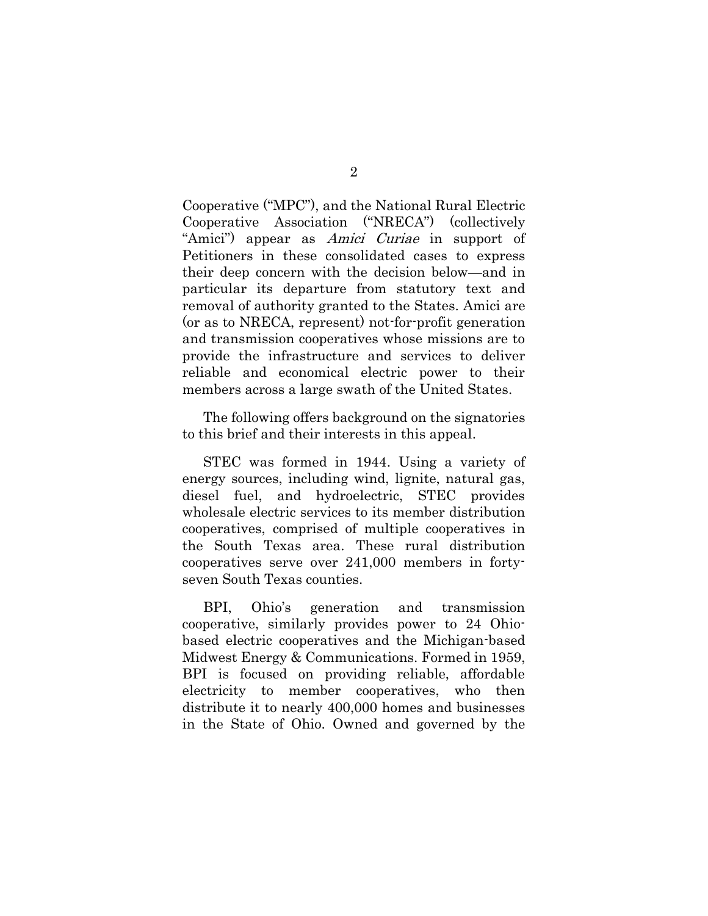Cooperative ("MPC"), and the National Rural Electric Cooperative Association ("NRECA") (collectively "Amici") appear as *Amici Curiae* in support of Petitioners in these consolidated cases to express their deep concern with the decision below—and in particular its departure from statutory text and removal of authority granted to the States. Amici are (or as to NRECA, represent) not-for-profit generation and transmission cooperatives whose missions are to provide the infrastructure and services to deliver reliable and economical electric power to their members across a large swath of the United States.

The following offers background on the signatories to this brief and their interests in this appeal.

STEC was formed in 1944. Using a variety of energy sources, including wind, lignite, natural gas, diesel fuel, and hydroelectric, STEC provides wholesale electric services to its member distribution cooperatives, comprised of multiple cooperatives in the South Texas area. These rural distribution cooperatives serve over 241,000 members in forty-seven South Texas counties.

BPI, Ohio's generation and transmission cooperative, similarly provides power to 24 Ohio-based electric cooperatives and the Michigan-based Midwest Energy & Communications. Formed in 1959, BPI is focused on providing reliable, affordable electricity to member cooperatives, who then distribute it to nearly 400,000 homes and businesses in the State of Ohio. Owned and governed by the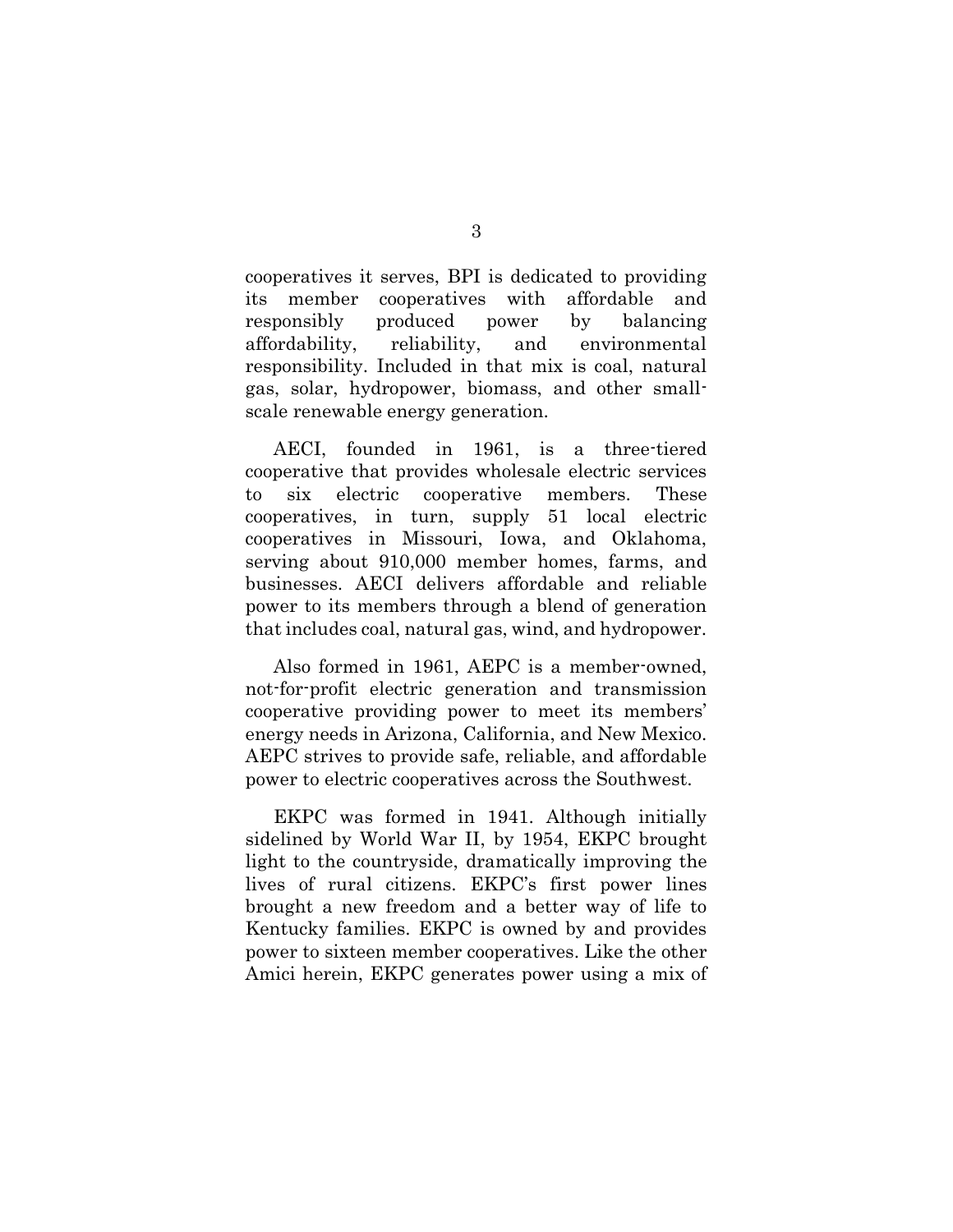cooperatives it serves, BPI is dedicated to providing its member cooperatives with affordable and responsibly produced power by balancing affordability, reliability, and environmental responsibility. Included in that mix is coal, natural gas, solar, hydropower, biomass, and other small-scale renewable energy generation.

AECI, founded in 1961, is a three-tiered cooperative that provides wholesale electric services to six electric cooperative members. These cooperatives, in turn, supply 51 local electric cooperatives in Missouri, Iowa, and Oklahoma, serving about 910,000 member homes, farms, and businesses. AECI delivers affordable and reliable power to its members through a blend of generation that includes coal, natural gas, wind, and hydropower.

Also formed in 1961, AEPC is a member-owned, not-for-profit electric generation and transmission cooperative providing power to meet its members' energy needs in Arizona, California, and New Mexico. AEPC strives to provide safe, reliable, and affordable power to electric cooperatives across the Southwest.

EKPC was formed in 1941. Although initially sidelined by World War II, by 1954, EKPC brought light to the countryside, dramatically improving the lives of rural citizens. EKPC's first power lines brought a new freedom and a better way of life to Kentucky families. EKPC is owned by and provides power to sixteen member cooperatives. Like the other Amici herein, EKPC generates power using a mix of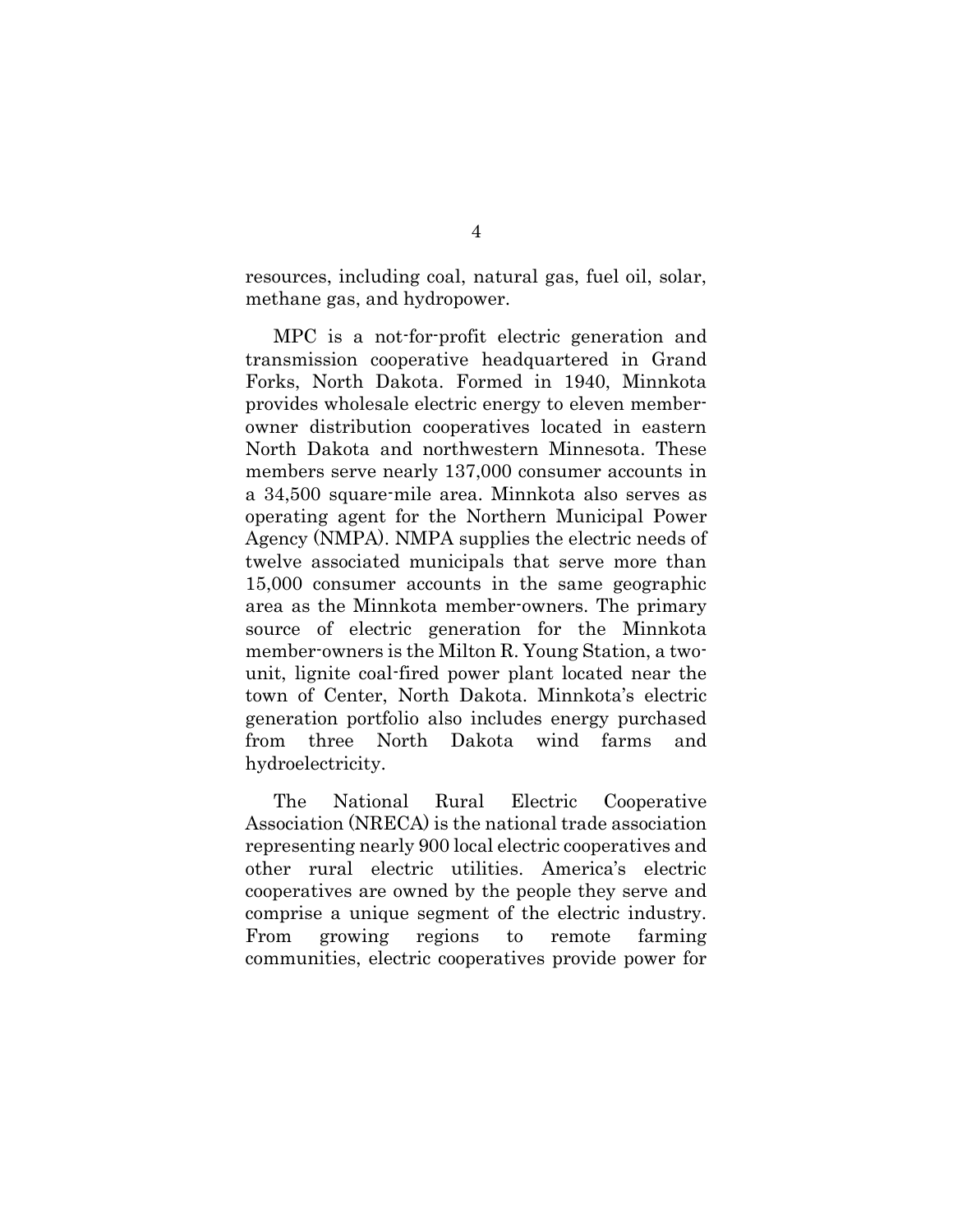resources, including coal, natural gas, fuel oil, solar, methane gas, and hydropower.

MPC is a not-for-profit electric generation and transmission cooperative headquartered in Grand Forks, North Dakota. Formed in 1940, Minnkota provides wholesale electric energy to eleven member-owner distribution cooperatives located in eastern North Dakota and northwestern Minnesota. These members serve nearly 137,000 consumer accounts in a 34,500 square-mile area. Minnkota also serves as operating agent for the Northern Municipal Power Agency (NMPA). NMPA supplies the electric needs of twelve associated municipals that serve more than 15,000 consumer accounts in the same geographic area as the Minnkota member-owners. The primary source of electric generation for the Minnkota member-owners is the Milton R. Young Station, a two-unit, lignite coal-fired power plant located near the town of Center, North Dakota. Minnkota's electric generation portfolio also includes energy purchased from three North Dakota wind farms and hydroelectricity.

The National Rural Electric Cooperative Association (NRECA) is the national trade association representing nearly 900 local electric cooperatives and other rural electric utilities. America's electric cooperatives are owned by the people they serve and comprise a unique segment of the electric industry. From growing regions to remote farming communities, electric cooperatives provide power for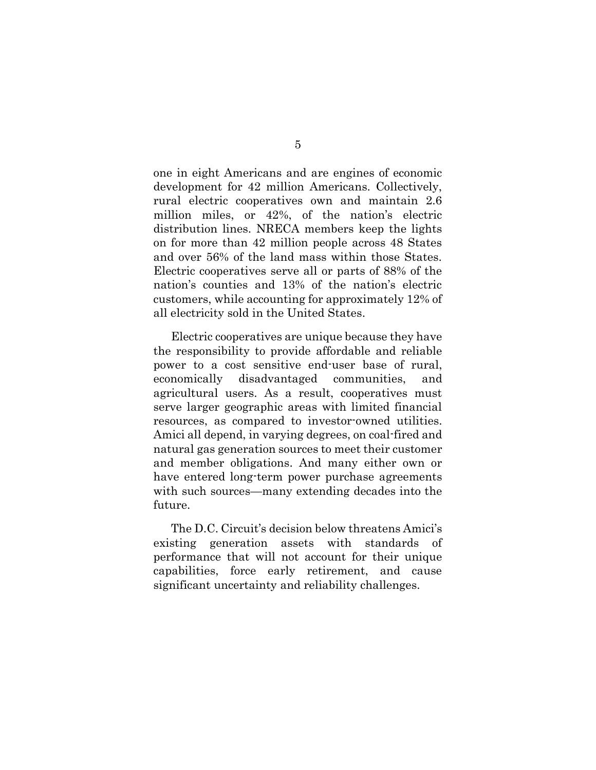one in eight Americans and are engines of economic development for 42 million Americans. Collectively, rural electric cooperatives own and maintain 2.6 million miles, or 42%, of the nation's electric distribution lines. NRECA members keep the lights on for more than 42 million people across 48 States and over 56% of the land mass within those States. Electric cooperatives serve all or parts of 88% of the nation's counties and 13% of the nation's electric customers, while accounting for approximately 12% of all electricity sold in the United States.

Electric cooperatives are unique because they have the responsibility to provide affordable and reliable power to a cost sensitive end-user base of rural, economically disadvantaged communities, and agricultural users. As a result, cooperatives must serve larger geographic areas with limited financial resources, as compared to investor-owned utilities. Amici all depend, in varying degrees, on coal-fired and natural gas generation sources to meet their customer and member obligations. And many either own or have entered long-term power purchase agreements with such sources—many extending decades into the future.

The D.C. Circuit's decision below threatens Amici's existing generation assets with standards of performance that will not account for their unique capabilities, force early retirement, and cause significant uncertainty and reliability challenges.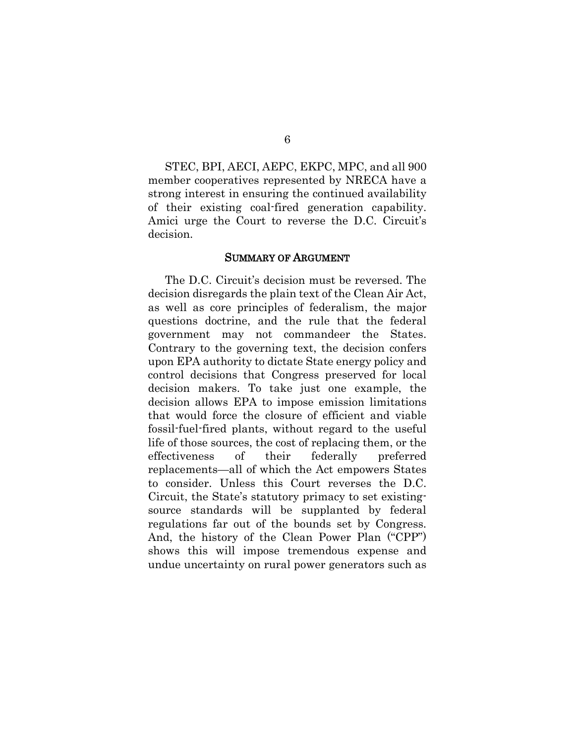STEC, BPI, AECI, AEPC, EKPC, MPC, and all 900 member cooperatives represented by NRECA have a strong interest in ensuring the continued availability of their existing coal-fired generation capability. Amici urge the Court to reverse the D.C. Circuit's decision.

## SUMMARY OF ARGUMENT

The D.C. Circuit's decision must be reversed. The decision disregards the plain text of the Clean Air Act, as well as core principles of federalism, the major questions doctrine, and the rule that the federal government may not commandeer the States. Contrary to the governing text, the decision confers upon EPA authority to dictate State energy policy and control decisions that Congress preserved for local decision makers. To take just one example, the decision allows EPA to impose emission limitations that would force the closure of efficient and viable fossil-fuel-fired plants, without regard to the useful life of those sources, the cost of replacing them, or the effectiveness of their federally preferred replacements—all of which the Act empowers States to consider. Unless this Court reverses the D.C. Circuit, the State's statutory primacy to set existing-source standards will be supplanted by federal regulations far out of the bounds set by Congress. And, the history of the Clean Power Plan ("CPP") shows this will impose tremendous expense and undue uncertainty on rural power generators such as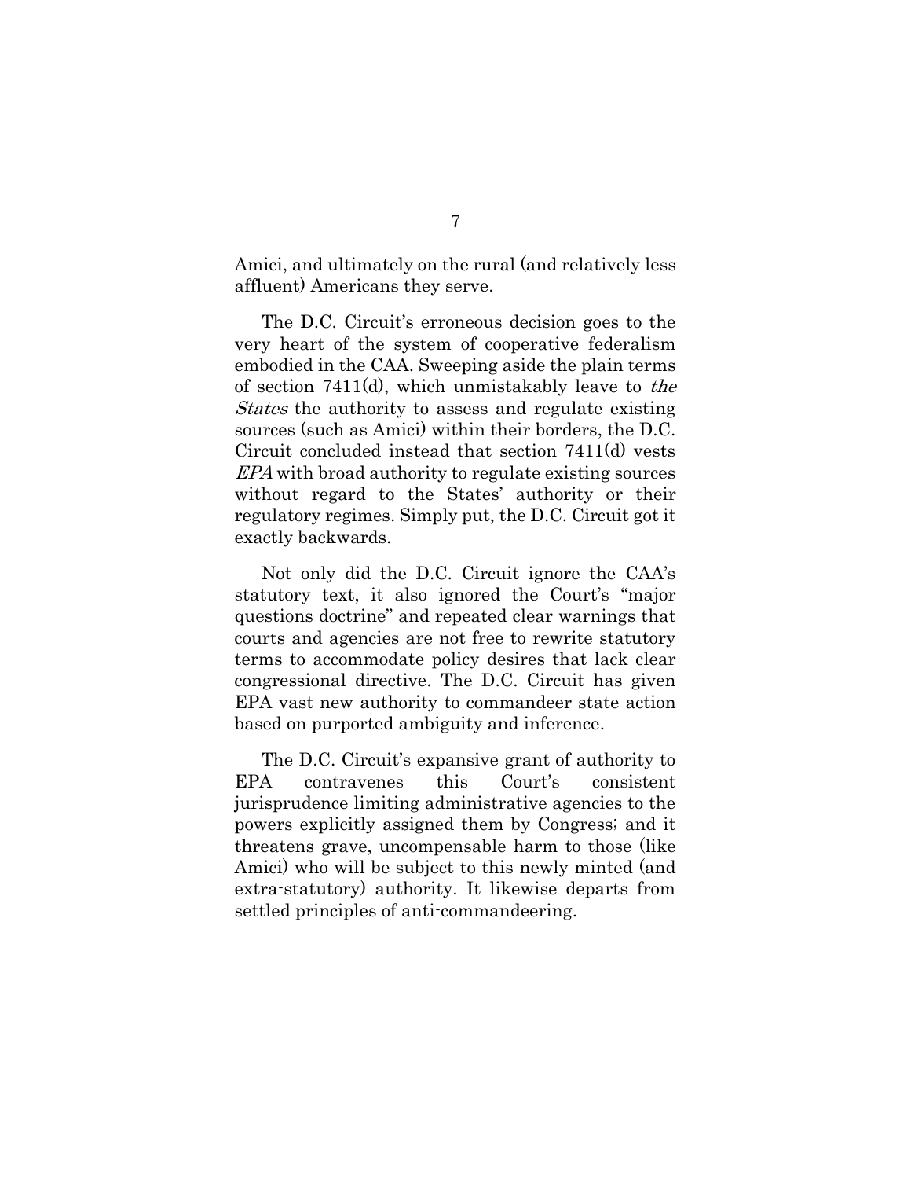Amici, and ultimately on the rural (and relatively less affluent) Americans they serve.

The D.C. Circuit's erroneous decision goes to the very heart of the system of cooperative federalism embodied in the CAA. Sweeping aside the plain terms of section 7411(d), which unmistakably leave to *the States* the authority to assess and regulate existing sources (such as Amici) within their borders, the D.C. Circuit concluded instead that section 7411(d) vests *EPA* with broad authority to regulate existing sources without regard to the States' authority or their regulatory regimes. Simply put, the D.C. Circuit got it exactly backwards.

Not only did the D.C. Circuit ignore the CAA's statutory text, it also ignored the Court's "major questions doctrine" and repeated clear warnings that courts and agencies are not free to rewrite statutory terms to accommodate policy desires that lack clear congressional directive. The D.C. Circuit has given EPA vast new authority to commandeer state action based on purported ambiguity and inference.

The D.C. Circuit's expansive grant of authority to EPA contravenes this Court's consistent jurisprudence limiting administrative agencies to the powers explicitly assigned them by Congress; and it threatens grave, uncompensable harm to those (like Amici) who will be subject to this newly minted (and extra-statutory) authority. It likewise departs from settled principles of anti-commandeering.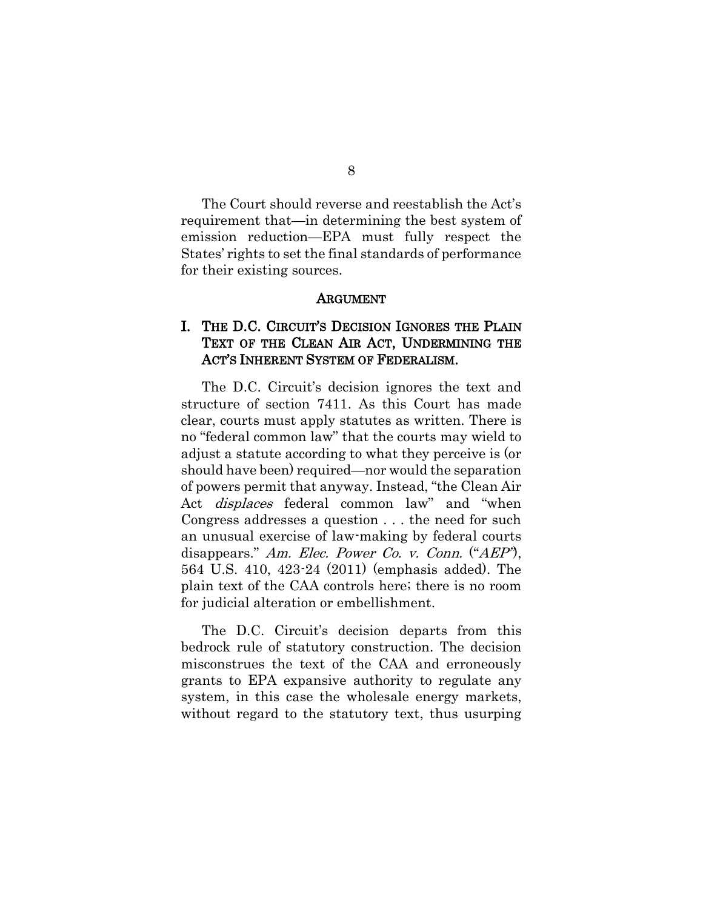The Court should reverse and reestablish the Act's requirement that—in determining the best system of emission reduction—EPA must fully respect the States' rights to set the final standards of performance for their existing sources.

## ARGUMENT

### I. THE D.C. CIRCUIT'S DECISION IGNORES THE PLAIN TEXT OF THE CLEAN AIR ACT, UNDERMINING THE ACT'S INHERENT SYSTEM OF FEDERALISM.

The D.C. Circuit's decision ignores the text and structure of section 7411. As this Court has made clear, courts must apply statutes as written. There is no "federal common law" that the courts may wield to adjust a statute according to what they perceive is (or should have been) required—nor would the separation of powers permit that anyway. Instead, "the Clean Air Act *displaces* federal common law" and "when Congress addresses a question . . . the need for such an unusual exercise of law-making by federal courts disappears." *Am. Elec. Power Co. v. Conn.* ("*AEP*"), 564 U.S. 410, 423-24 (2011) (emphasis added). The plain text of the CAA controls here; there is no room for judicial alteration or embellishment.

The D.C. Circuit's decision departs from this bedrock rule of statutory construction. The decision misconstrues the text of the CAA and erroneously grants to EPA expansive authority to regulate any system, in this case the wholesale energy markets, without regard to the statutory text, thus usurping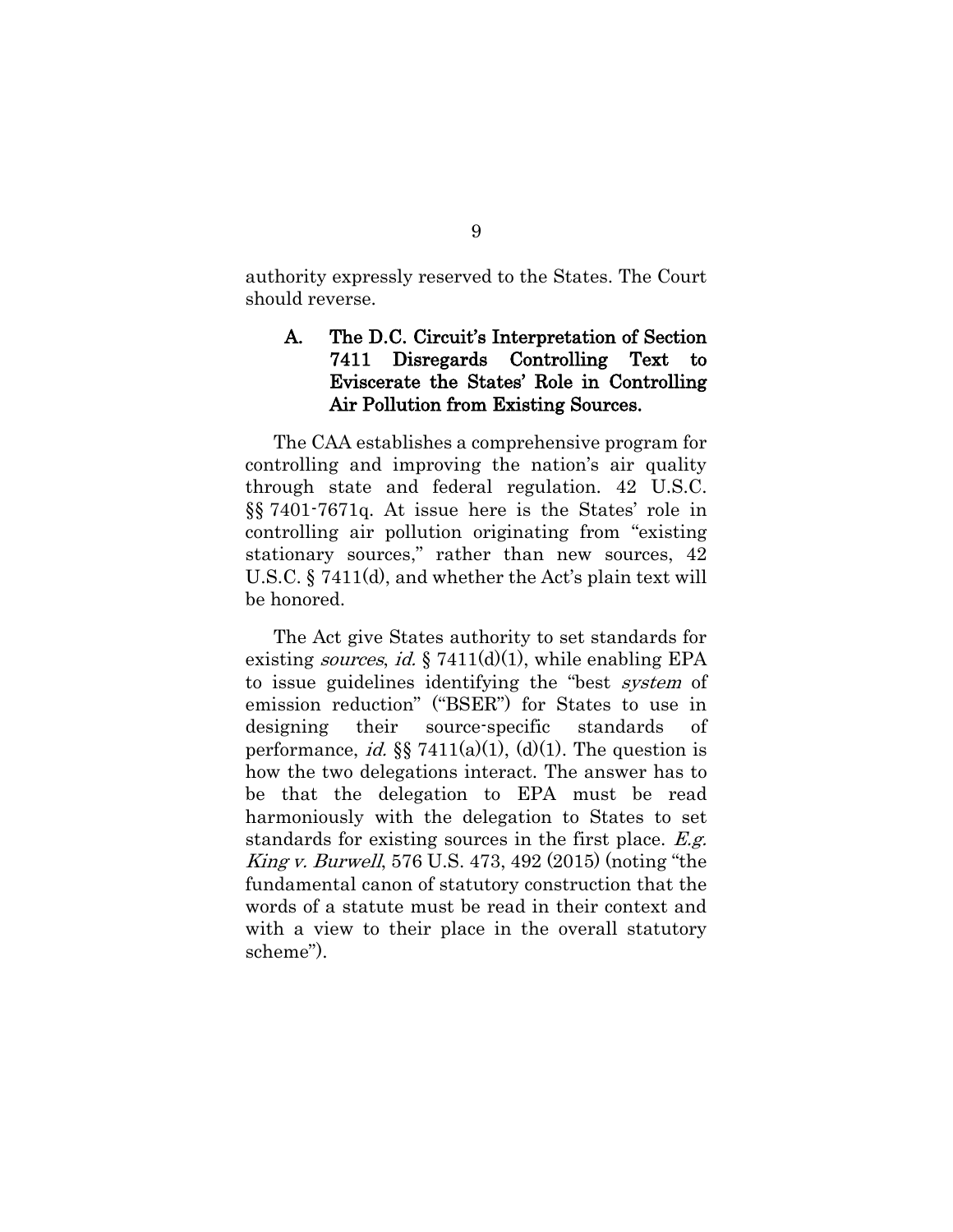authority expressly reserved to the States. The Court should reverse.

### A. The D.C. Circuit's Interpretation of Section 7411 Disregards Controlling Text to Eviscerate the States' Role in Controlling Air Pollution from Existing Sources.

The CAA establishes a comprehensive program for controlling and improving the nation's air quality through state and federal regulation. 42 U.S.C. §§ 7401-7671q. At issue here is the States' role in controlling air pollution originating from "existing stationary sources," rather than new sources, 42 U.S.C. § 7411(d), and whether the Act's plain text will be honored.

The Act give States authority to set standards for existing *sources*, *id.* § 7411(d)(1), while enabling EPA to issue guidelines identifying the "best *system* of emission reduction" ("BSER") for States to use in designing their source-specific standards of performance, *id.* §§ 7411(a)(1), (d)(1). The question is how the two delegations interact. The answer has to be that the delegation to EPA must be read harmoniously with the delegation to States to set standards for existing sources in the first place. *E.g. King v. Burwell*, 576 U.S. 473, 492 (2015) (noting "the fundamental canon of statutory construction that the words of a statute must be read in their context and with a view to their place in the overall statutory scheme").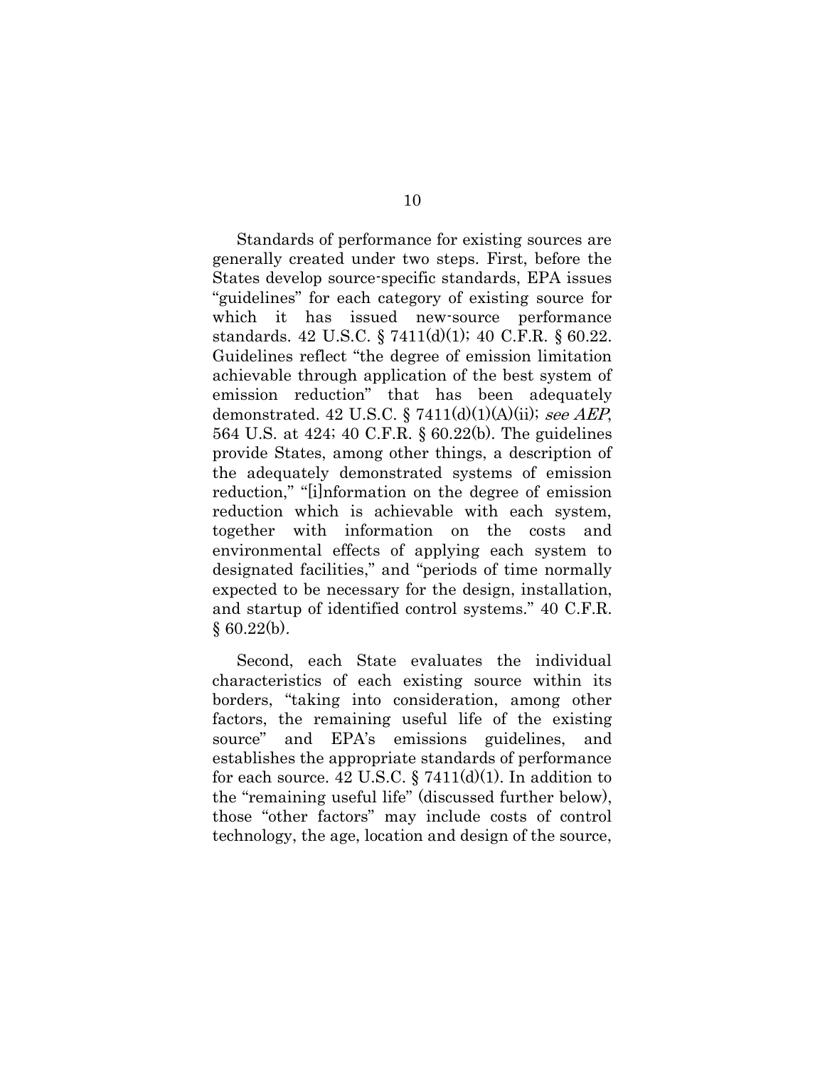Standards of performance for existing sources are generally created under two steps. First, before the States develop source-specific standards, EPA issues "guidelines" for each category of existing source for which it has issued new-source performance standards. 42 U.S.C. § 7411(d)(1); 40 C.F.R. § 60.22. Guidelines reflect "the degree of emission limitation achievable through application of the best system of emission reduction" that has been adequately demonstrated. 42 U.S.C. § 7411(d)(1)(A)(ii); *see AEP*, 564 U.S. at 424; 40 C.F.R. § 60.22(b). The guidelines provide States, among other things, a description of the adequately demonstrated systems of emission reduction," "[i]nformation on the degree of emission reduction which is achievable with each system, together with information on the costs and environmental effects of applying each system to designated facilities," and "periods of time normally expected to be necessary for the design, installation, and startup of identified control systems." 40 C.F.R. § 60.22(b).

Second, each State evaluates the individual characteristics of each existing source within its borders, "taking into consideration, among other factors, the remaining useful life of the existing source" and EPA's emissions guidelines, and establishes the appropriate standards of performance for each source. 42 U.S.C. § 7411(d)(1). In addition to the "remaining useful life" (discussed further below), those "other factors" may include costs of control technology, the age, location and design of the source,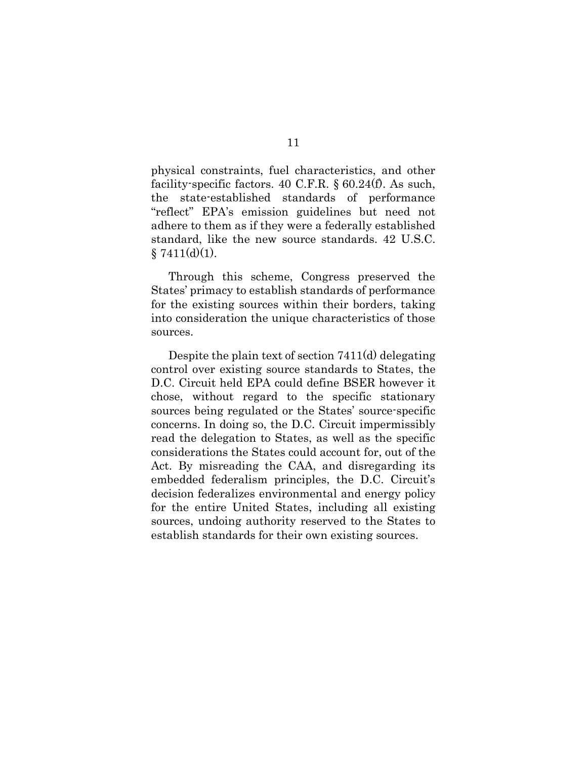physical constraints, fuel characteristics, and other facility-specific factors. 40 C.F.R. § 60.24(f). As such, the state-established standards of performance "reflect" EPA's emission guidelines but need not adhere to them as if they were a federally established standard, like the new source standards. 42 U.S.C. § 7411(d)(1).

Through this scheme, Congress preserved the States' primacy to establish standards of performance for the existing sources within their borders, taking into consideration the unique characteristics of those sources.

Despite the plain text of section 7411(d) delegating control over existing source standards to States, the D.C. Circuit held EPA could define BSER however it chose, without regard to the specific stationary sources being regulated or the States' source-specific concerns. In doing so, the D.C. Circuit impermissibly read the delegation to States, as well as the specific considerations the States could account for, out of the Act. By misreading the CAA, and disregarding its embedded federalism principles, the D.C. Circuit's decision federalizes environmental and energy policy for the entire United States, including all existing sources, undoing authority reserved to the States to establish standards for their own existing sources.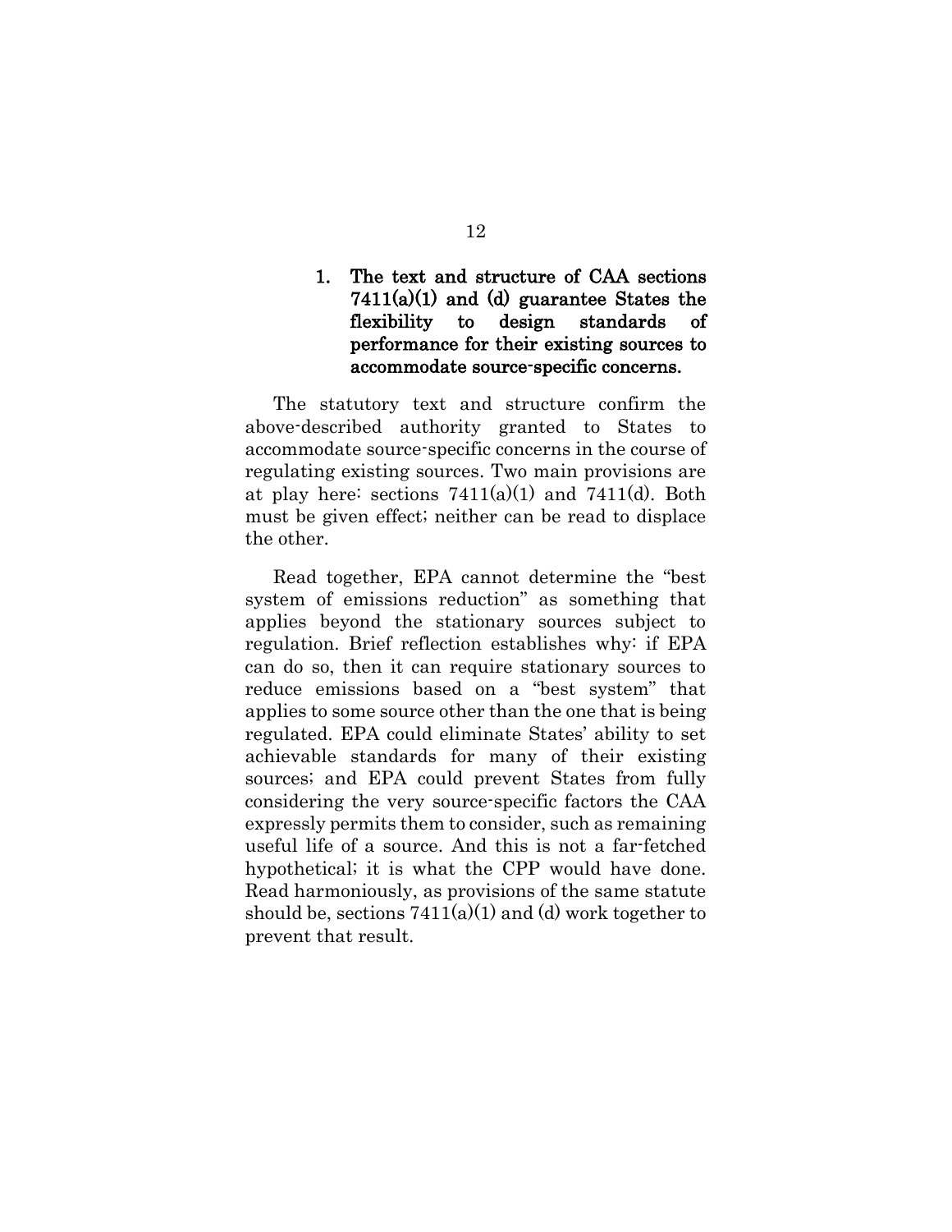### 1. The text and structure of CAA sections 7411(a)(1) and (d) guarantee States the flexibility to design standards of performance for their existing sources to accommodate source-specific concerns.

The statutory text and structure confirm the above-described authority granted to States to accommodate source-specific concerns in the course of regulating existing sources. Two main provisions are at play here: sections 7411(a)(1) and 7411(d). Both must be given effect; neither can be read to displace the other.

Read together, EPA cannot determine the "best system of emissions reduction" as something that applies beyond the stationary sources subject to regulation. Brief reflection establishes why: if EPA can do so, then it can require stationary sources to reduce emissions based on a "best system" that applies to some source other than the one that is being regulated. EPA could eliminate States' ability to set achievable standards for many of their existing sources; and EPA could prevent States from fully considering the very source-specific factors the CAA expressly permits them to consider, such as remaining useful life of a source. And this is not a far-fetched hypothetical; it is what the CPP would have done. Read harmoniously, as provisions of the same statute should be, sections 7411(a)(1) and (d) work together to prevent that result.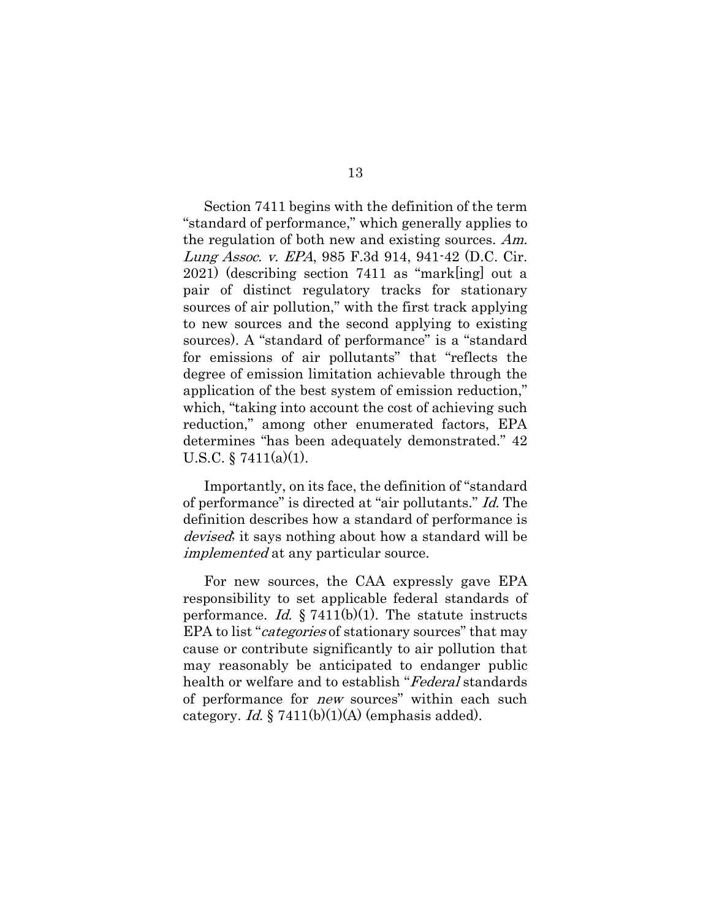Section 7411 begins with the definition of the term "standard of performance," which generally applies to the regulation of both new and existing sources. *Am. Lung Assoc. v. EPA*, 985 F.3d 914, 941-42 (D.C. Cir. 2021) (describing section 7411 as "mark[ing] out a pair of distinct regulatory tracks for stationary sources of air pollution," with the first track applying to new sources and the second applying to existing sources). A "standard of performance" is a "standard for emissions of air pollutants" that "reflects the degree of emission limitation achievable through the application of the best system of emission reduction," which, "taking into account the cost of achieving such reduction," among other enumerated factors, EPA determines "has been adequately demonstrated." 42 U.S.C. § 7411(a)(1).

Importantly, on its face, the definition of "standard of performance" is directed at "air pollutants." *Id.* The definition describes how a standard of performance is *devised*; it says nothing about how a standard will be *implemented* at any particular source.

For new sources, the CAA expressly gave EPA responsibility to set applicable federal standards of performance. *Id.* § 7411(b)(1). The statute instructs EPA to list "*categories* of stationary sources" that may cause or contribute significantly to air pollution that may reasonably be anticipated to endanger public health or welfare and to establish "*Federal* standards of performance for *new* sources" within each such category. *Id.* § 7411(b)(1)(A) (emphasis added).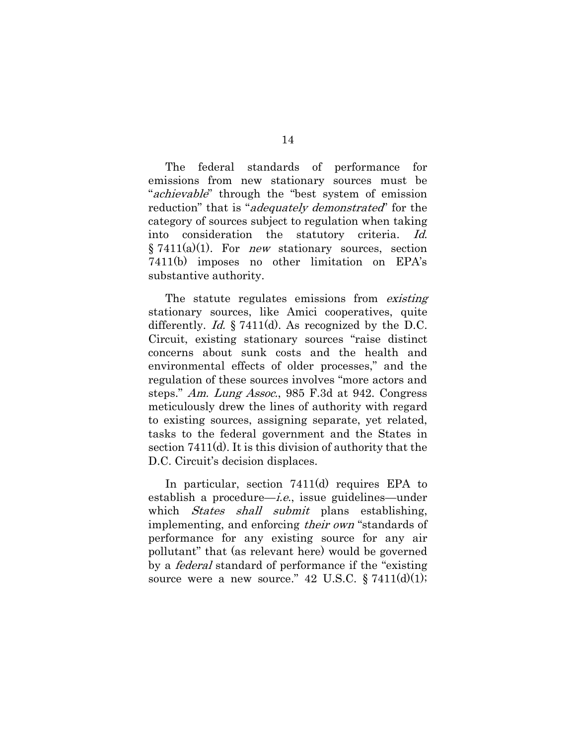The federal standards of performance for emissions from new stationary sources must be "*achievable*" through the "best system of emission reduction" that is "*adequately demonstrated*" for the category of sources subject to regulation when taking into consideration the statutory criteria. *Id.* § 7411(a)(1). For *new* stationary sources, section 7411(b) imposes no other limitation on EPA's substantive authority.

The statute regulates emissions from *existing* stationary sources, like Amici cooperatives, quite differently. *Id.* § 7411(d). As recognized by the D.C. Circuit, existing stationary sources "raise distinct concerns about sunk costs and the health and environmental effects of older processes," and the regulation of these sources involves "more actors and steps." *Am. Lung Assoc.*, 985 F.3d at 942. Congress meticulously drew the lines of authority with regard to existing sources, assigning separate, yet related, tasks to the federal government and the States in section 7411(d). It is this division of authority that the D.C. Circuit's decision displaces.

In particular, section 7411(d) requires EPA to establish a procedure—*i.e.*, issue guidelines—under which *States shall submit* plans establishing, implementing, and enforcing *their own* "standards of performance for any existing source for any air pollutant" that (as relevant here) would be governed by a *federal* standard of performance if the "existing source were a new source." 42 U.S.C. § 7411(d)(1);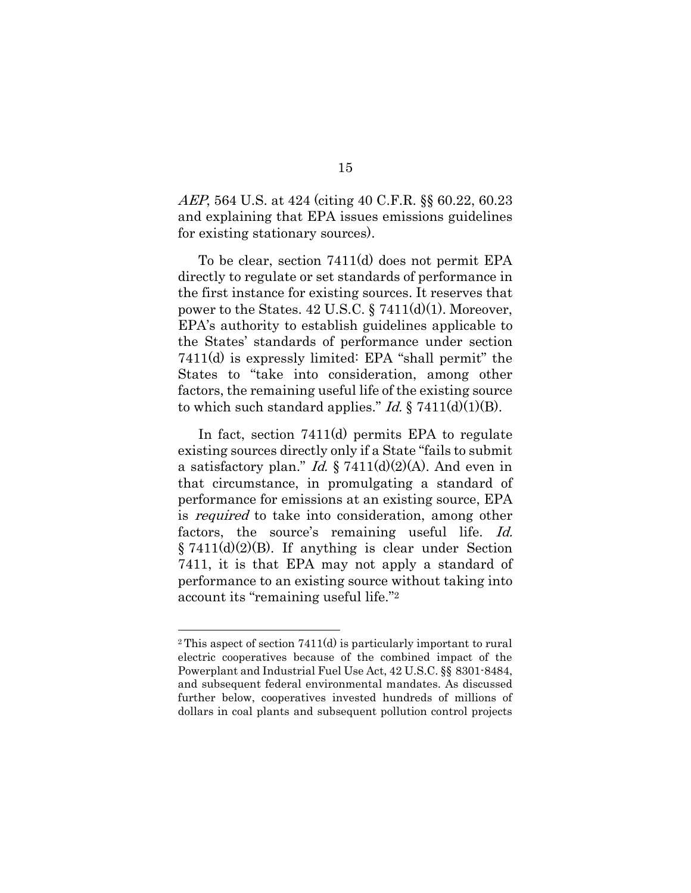*AEP*, 564 U.S. at 424 (citing 40 C.F.R. §§ 60.22, 60.23 and explaining that EPA issues emissions guidelines for existing stationary sources).

To be clear, section 7411(d) does not permit EPA directly to regulate or set standards of performance in the first instance for existing sources. It reserves that power to the States. 42 U.S.C. § 7411(d)(1). Moreover, EPA's authority to establish guidelines applicable to the States' standards of performance under section 7411(d) is expressly limited: EPA "shall permit" the States to "take into consideration, among other factors, the remaining useful life of the existing source to which such standard applies." *Id.* § 7411(d)(1)(B).

In fact, section 7411(d) permits EPA to regulate existing sources directly only if a State "fails to submit a satisfactory plan." *Id.* § 7411(d)(2)(A). And even in that circumstance, in promulgating a standard of performance for emissions at an existing source, EPA is *required* to take into consideration, among other factors, the source's remaining useful life. *Id.* § 7411(d)(2)(B). If anything is clear under Section 7411, it is that EPA may not apply a standard of performance to an existing source without taking into account its "remaining useful life."[2]

---

[2] This aspect of section 7411(d) is particularly important to rural electric cooperatives because of the combined impact of the Powerplant and Industrial Fuel Use Act, 42 U.S.C. §§ 8301-8484, and subsequent federal environmental mandates. As discussed further below, cooperatives invested hundreds of millions of dollars in coal plants and subsequent pollution control projects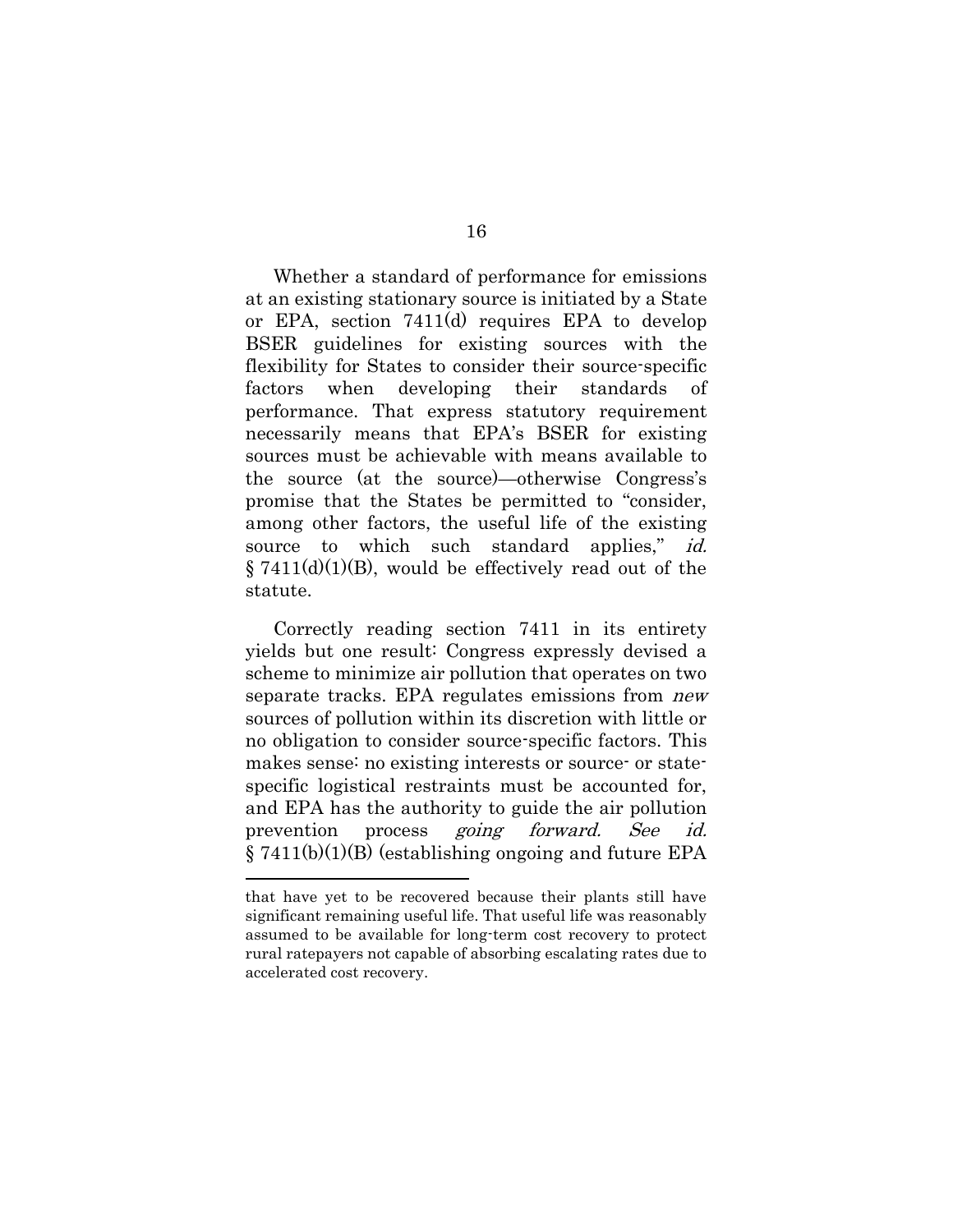Whether a standard of performance for emissions at an existing stationary source is initiated by a State or EPA, section 7411(d) requires EPA to develop BSER guidelines for existing sources with the flexibility for States to consider their source-specific factors when developing their standards of performance. That express statutory requirement necessarily means that EPA's BSER for existing sources must be achievable with means available to the source (at the source)—otherwise Congress's promise that the States be permitted to "consider, among other factors, the useful life of the existing source to which such standard applies," *id.* § 7411(d)(1)(B), would be effectively read out of the statute.

Correctly reading section 7411 in its entirety yields but one result: Congress expressly devised a scheme to minimize air pollution that operates on two separate tracks. EPA regulates emissions from *new* sources of pollution within its discretion with little or no obligation to consider source-specific factors. This makes sense: no existing interests or source- or state-specific logistical restraints must be accounted for, and EPA has the authority to guide the air pollution prevention process *going forward. See id.* § 7411(b)(1)(B) (establishing ongoing and future EPA

---

that have yet to be recovered because their plants still have significant remaining useful life. That useful life was reasonably assumed to be available for long-term cost recovery to protect rural ratepayers not capable of absorbing escalating rates due to accelerated cost recovery.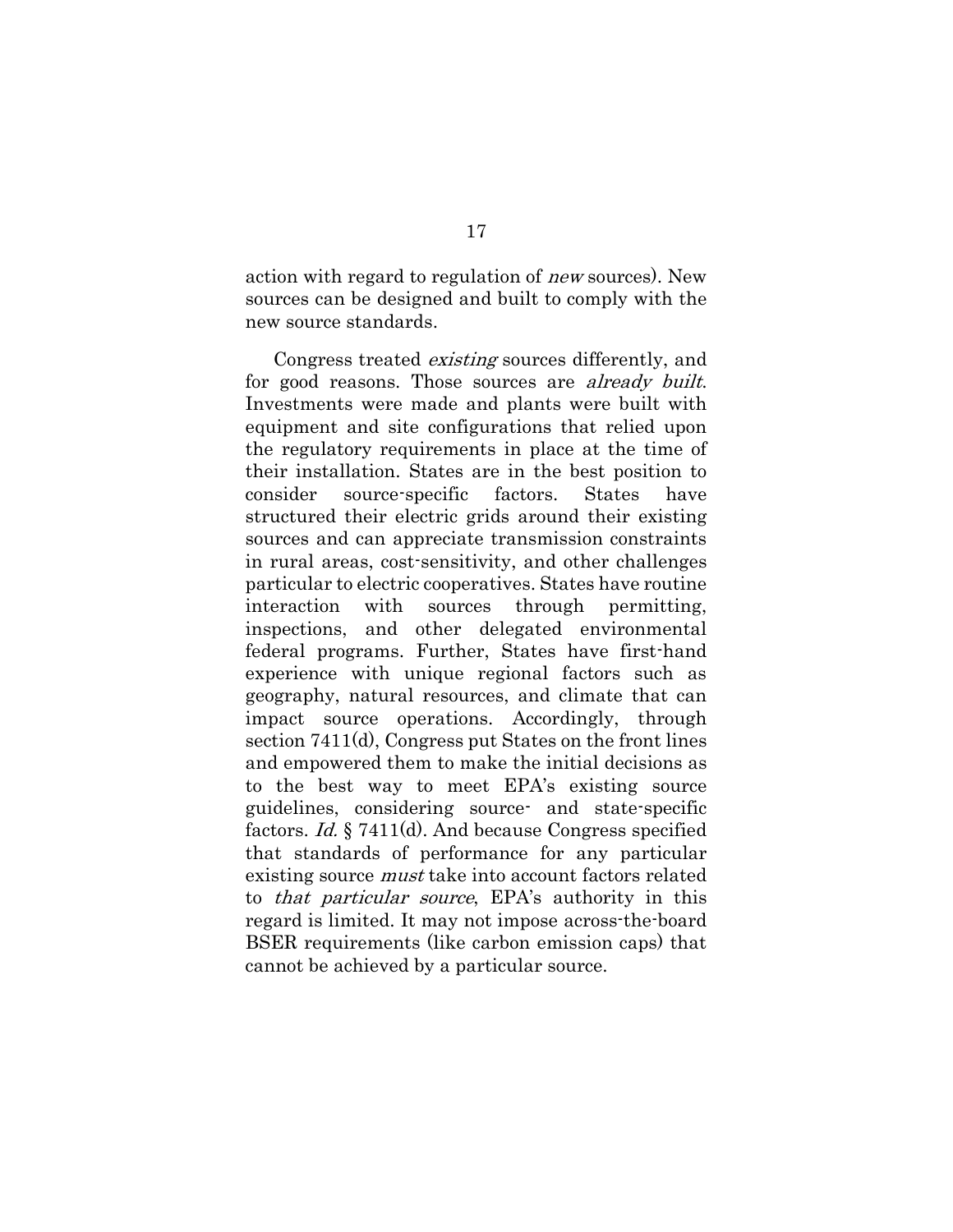action with regard to regulation of *new* sources). New sources can be designed and built to comply with the new source standards.

Congress treated *existing* sources differently, and for good reasons. Those sources are *already built*. Investments were made and plants were built with equipment and site configurations that relied upon the regulatory requirements in place at the time of their installation. States are in the best position to consider source-specific factors. States have structured their electric grids around their existing sources and can appreciate transmission constraints in rural areas, cost-sensitivity, and other challenges particular to electric cooperatives. States have routine interaction with sources through permitting, inspections, and other delegated environmental federal programs. Further, States have first-hand experience with unique regional factors such as geography, natural resources, and climate that can impact source operations. Accordingly, through section 7411(d), Congress put States on the front lines and empowered them to make the initial decisions as to the best way to meet EPA's existing source guidelines, considering source- and state-specific factors. *Id.* § 7411(d). And because Congress specified that standards of performance for any particular existing source *must* take into account factors related to *that particular source*, EPA's authority in this regard is limited. It may not impose across-the-board BSER requirements (like carbon emission caps) that cannot be achieved by a particular source.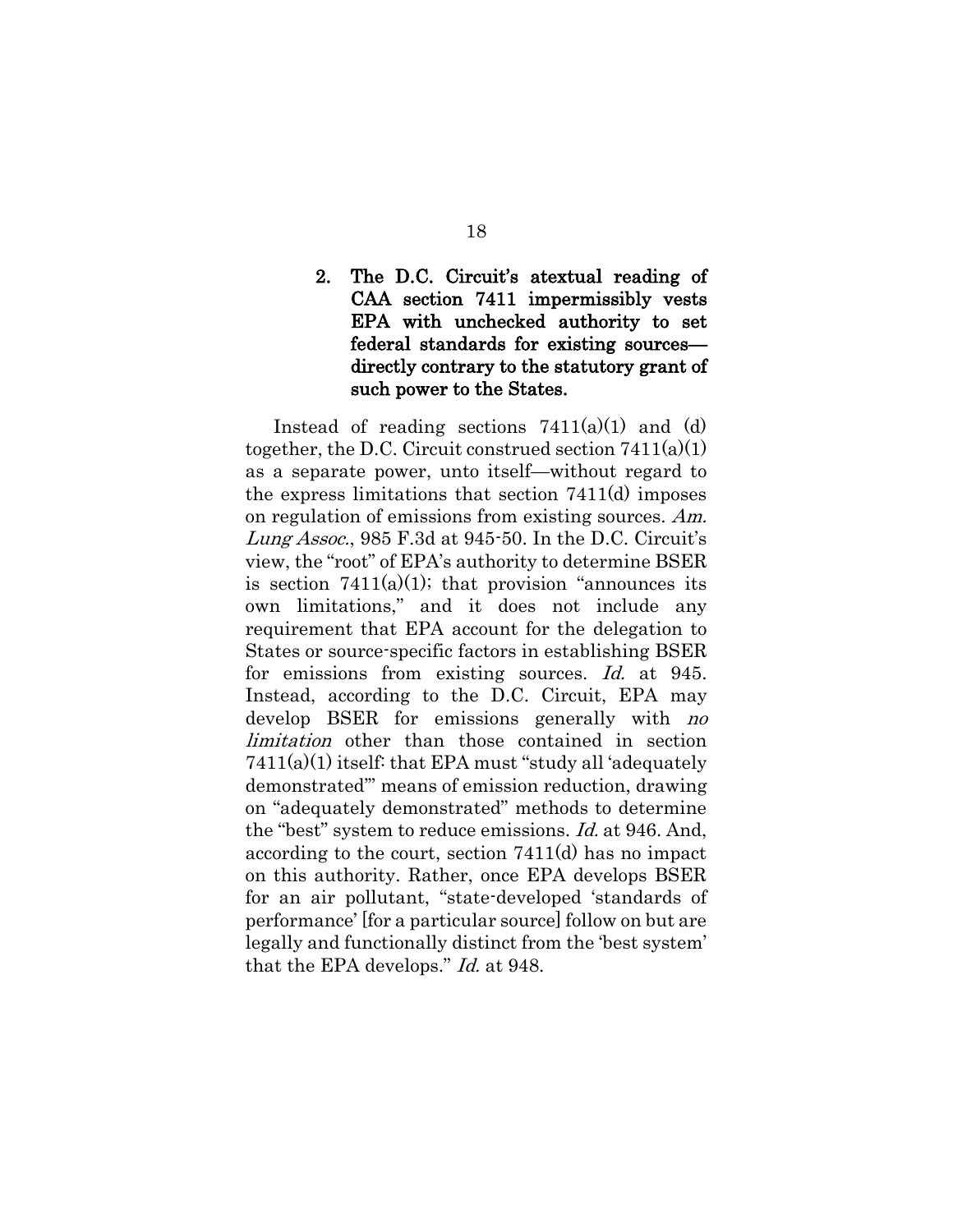### 2. The D.C. Circuit's atextual reading of CAA section 7411 impermissibly vests EPA with unchecked authority to set federal standards for existing sources—directly contrary to the statutory grant of such power to the States.

Instead of reading sections 7411(a)(1) and (d) together, the D.C. Circuit construed section 7411(a)(1) as a separate power, unto itself—without regard to the express limitations that section 7411(d) imposes on regulation of emissions from existing sources. *Am. Lung Assoc.*, 985 F.3d at 945-50. In the D.C. Circuit's view, the "root" of EPA's authority to determine BSER is section 7411(a)(1); that provision "announces its own limitations," and it does not include any requirement that EPA account for the delegation to States or source-specific factors in establishing BSER for emissions from existing sources. *Id.* at 945. Instead, according to the D.C. Circuit, EPA may develop BSER for emissions generally with *no limitation* other than those contained in section 7411(a)(1) itself: that EPA must "study all 'adequately demonstrated'" means of emission reduction, drawing on "adequately demonstrated" methods to determine the "best" system to reduce emissions. *Id.* at 946. And, according to the court, section 7411(d) has no impact on this authority. Rather, once EPA develops BSER for an air pollutant, "state-developed 'standards of performance' [for a particular source] follow on but are legally and functionally distinct from the 'best system' that the EPA develops." *Id.* at 948.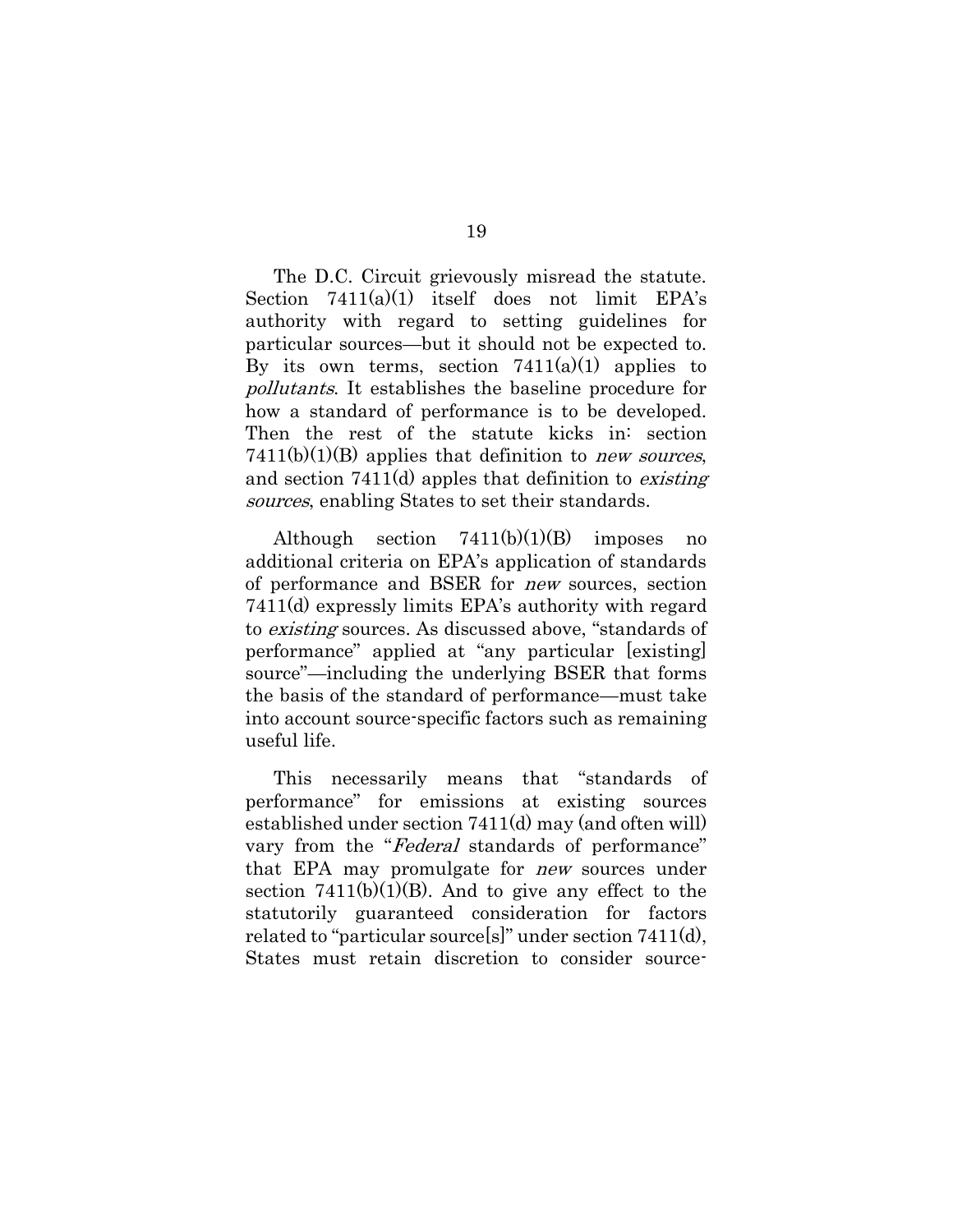The D.C. Circuit grievously misread the statute. Section 7411(a)(1) itself does not limit EPA's authority with regard to setting guidelines for particular sources—but it should not be expected to. By its own terms, section 7411(a)(1) applies to *pollutants*. It establishes the baseline procedure for how a standard of performance is to be developed. Then the rest of the statute kicks in: section 7411(b)(1)(B) applies that definition to *new sources*, and section 7411(d) apples that definition to *existing sources*, enabling States to set their standards.

Although section 7411(b)(1)(B) imposes no additional criteria on EPA's application of standards of performance and BSER for *new* sources, section 7411(d) expressly limits EPA's authority with regard to *existing* sources. As discussed above, "standards of performance" applied at "any particular [existing] source"—including the underlying BSER that forms the basis of the standard of performance—must take into account source-specific factors such as remaining useful life.

This necessarily means that "standards of performance" for emissions at existing sources established under section 7411(d) may (and often will) vary from the "*Federal* standards of performance" that EPA may promulgate for *new* sources under section 7411(b)(1)(B). And to give any effect to the statutorily guaranteed consideration for factors related to "particular source[s]" under section 7411(d), States must retain discretion to consider source-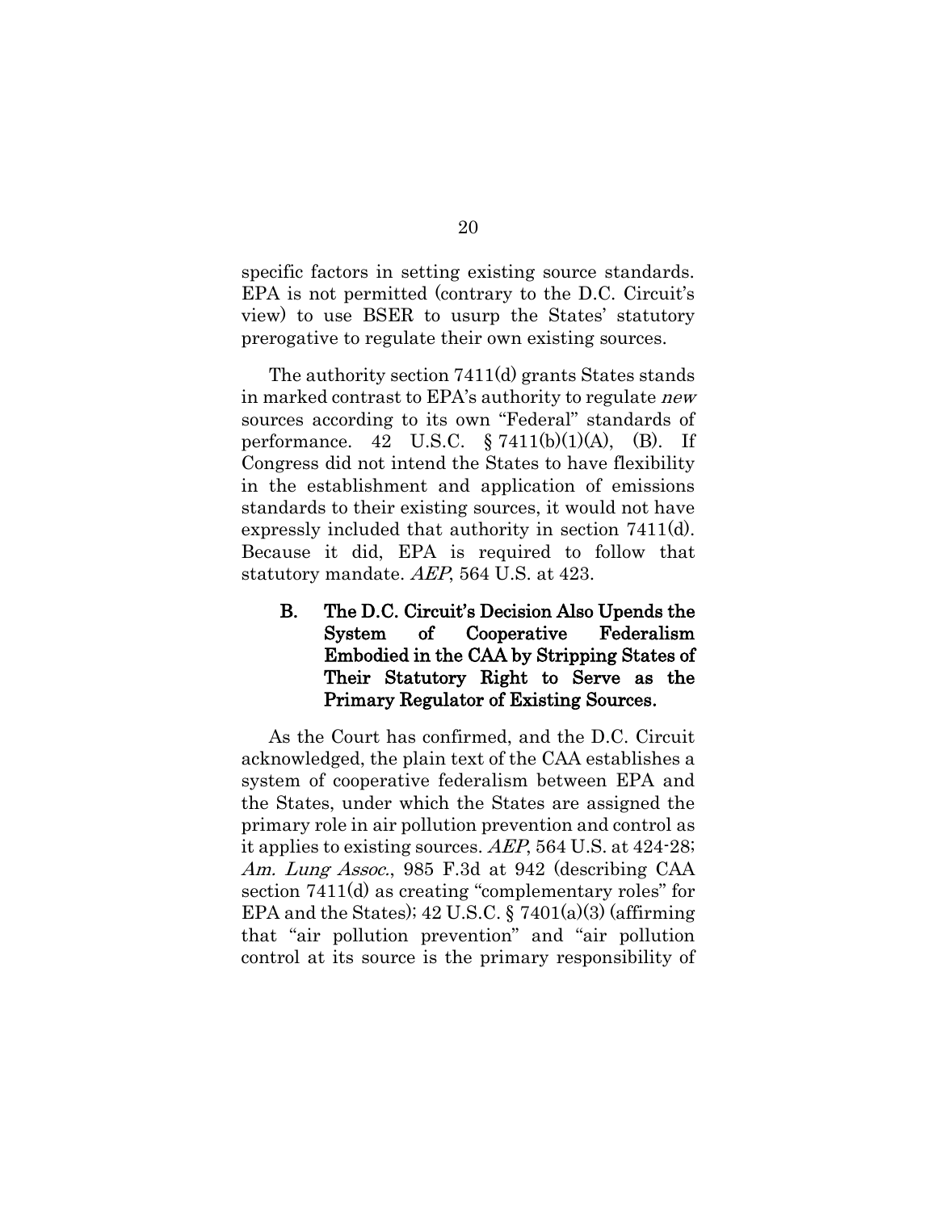specific factors in setting existing source standards. EPA is not permitted (contrary to the D.C. Circuit's view) to use BSER to usurp the States' statutory prerogative to regulate their own existing sources.

The authority section 7411(d) grants States stands in marked contrast to EPA's authority to regulate *new* sources according to its own "Federal" standards of performance. 42 U.S.C. § 7411(b)(1)(A), (B). If Congress did not intend the States to have flexibility in the establishment and application of emissions standards to their existing sources, it would not have expressly included that authority in section 7411(d). Because it did, EPA is required to follow that statutory mandate. *AEP*, 564 U.S. at 423.

### B. The D.C. Circuit's Decision Also Upends the System of Cooperative Federalism Embodied in the CAA by Stripping States of Their Statutory Right to Serve as the Primary Regulator of Existing Sources.

As the Court has confirmed, and the D.C. Circuit acknowledged, the plain text of the CAA establishes a system of cooperative federalism between EPA and the States, under which the States are assigned the primary role in air pollution prevention and control as it applies to existing sources. *AEP*, 564 U.S. at 424-28; *Am. Lung Assoc.*, 985 F.3d at 942 (describing CAA section 7411(d) as creating "complementary roles" for EPA and the States); 42 U.S.C. § 7401(a)(3) (affirming that "air pollution prevention" and "air pollution control at its source is the primary responsibility of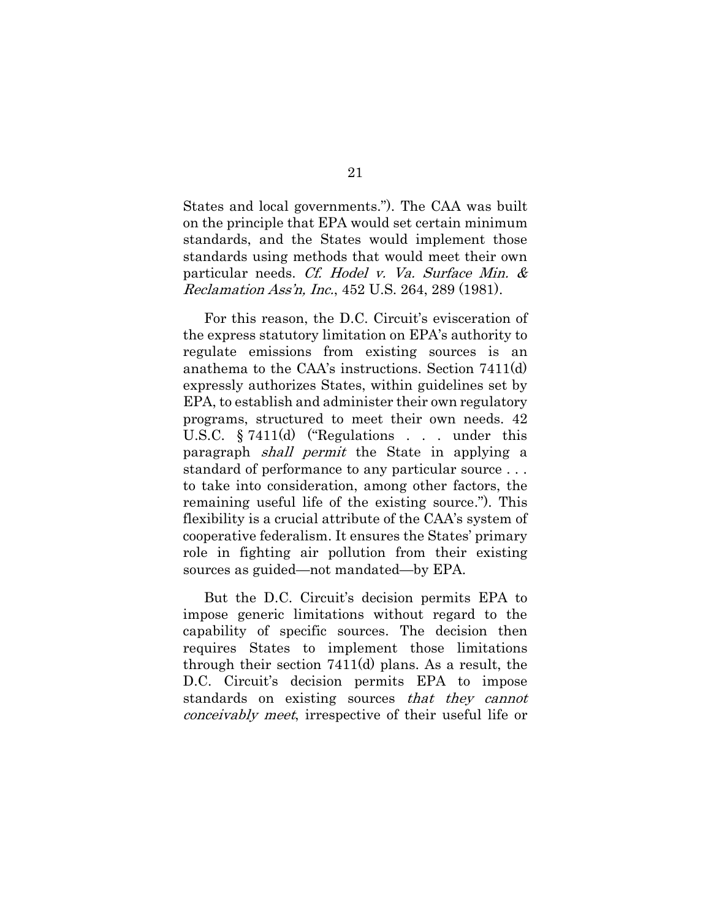States and local governments."). The CAA was built on the principle that EPA would set certain minimum standards, and the States would implement those standards using methods that would meet their own particular needs. *Cf. Hodel v. Va. Surface Min. & Reclamation Ass'n, Inc.*, 452 U.S. 264, 289 (1981).

For this reason, the D.C. Circuit's evisceration of the express statutory limitation on EPA's authority to regulate emissions from existing sources is an anathema to the CAA's instructions. Section 7411(d) expressly authorizes States, within guidelines set by EPA, to establish and administer their own regulatory programs, structured to meet their own needs. 42 U.S.C. § 7411(d) ("Regulations . . . under this paragraph *shall permit* the State in applying a standard of performance to any particular source . . . to take into consideration, among other factors, the remaining useful life of the existing source."). This flexibility is a crucial attribute of the CAA's system of cooperative federalism. It ensures the States' primary role in fighting air pollution from their existing sources as guided—not mandated—by EPA.

But the D.C. Circuit's decision permits EPA to impose generic limitations without regard to the capability of specific sources. The decision then requires States to implement those limitations through their section 7411(d) plans. As a result, the D.C. Circuit's decision permits EPA to impose standards on existing sources *that they cannot conceivably meet*, irrespective of their useful life or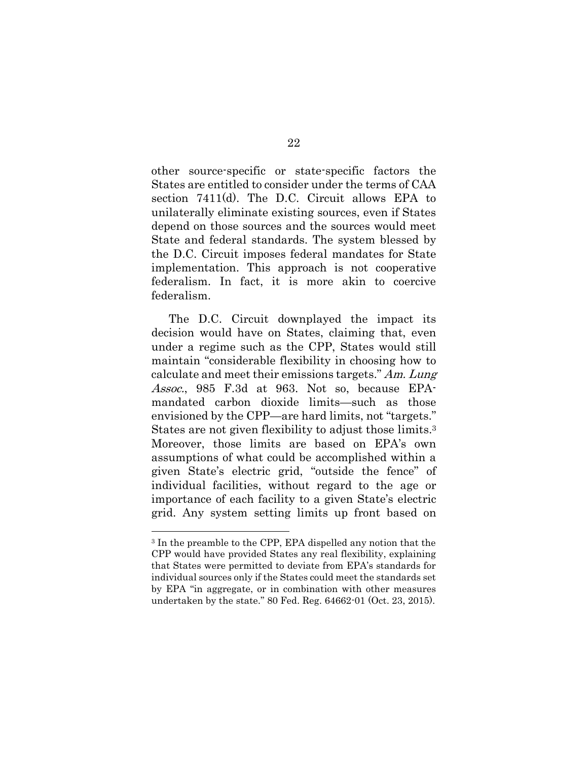other source-specific or state-specific factors the States are entitled to consider under the terms of CAA section 7411(d). The D.C. Circuit allows EPA to unilaterally eliminate existing sources, even if States depend on those sources and the sources would meet State and federal standards. The system blessed by the D.C. Circuit imposes federal mandates for State implementation. This approach is not cooperative federalism. In fact, it is more akin to coercive federalism.

The D.C. Circuit downplayed the impact its decision would have on States, claiming that, even under a regime such as the CPP, States would still maintain "considerable flexibility in choosing how to calculate and meet their emissions targets." *Am. Lung Assoc.*, 985 F.3d at 963. Not so, because EPA-mandated carbon dioxide limits—such as those envisioned by the CPP—are hard limits, not "targets." States are not given flexibility to adjust those limits.[3] Moreover, those limits are based on EPA's own assumptions of what could be accomplished within a given State's electric grid, "outside the fence" of individual facilities, without regard to the age or importance of each facility to a given State's electric grid. Any system setting limits up front based on

---

[3] In the preamble to the CPP, EPA dispelled any notion that the CPP would have provided States any real flexibility, explaining that States were permitted to deviate from EPA's standards for individual sources only if the States could meet the standards set by EPA "in aggregate, or in combination with other measures undertaken by the state." 80 Fed. Reg. 64662-01 (Oct. 23, 2015).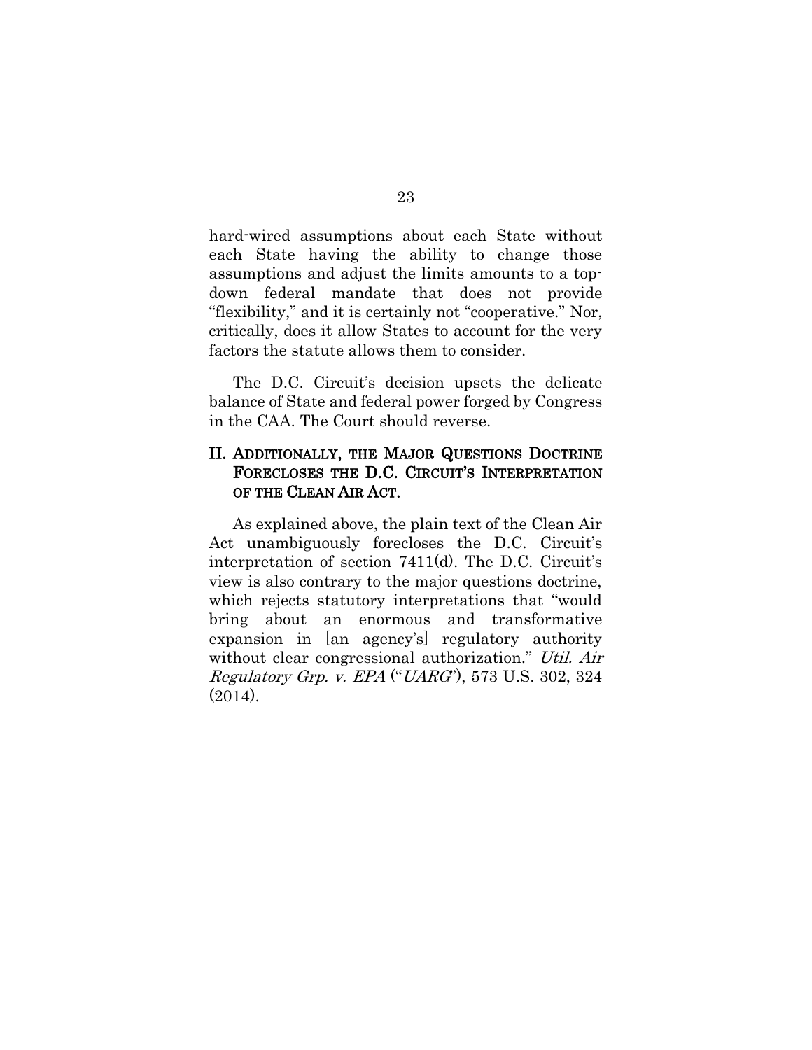hard-wired assumptions about each State without each State having the ability to change those assumptions and adjust the limits amounts to a top-down federal mandate that does not provide "flexibility," and it is certainly not "cooperative." Nor, critically, does it allow States to account for the very factors the statute allows them to consider.

The D.C. Circuit's decision upsets the delicate balance of State and federal power forged by Congress in the CAA. The Court should reverse.

## II. ADDITIONALLY, THE MAJOR QUESTIONS DOCTRINE FORECLOSES THE D.C. CIRCUIT'S INTERPRETATION OF THE CLEAN AIR ACT.

As explained above, the plain text of the Clean Air Act unambiguously forecloses the D.C. Circuit's interpretation of section 7411(d). The D.C. Circuit's view is also contrary to the major questions doctrine, which rejects statutory interpretations that "would bring about an enormous and transformative expansion in [an agency's] regulatory authority without clear congressional authorization." *Util. Air Regulatory Grp. v. EPA* ("*UARG*"), 573 U.S. 302, 324 (2014).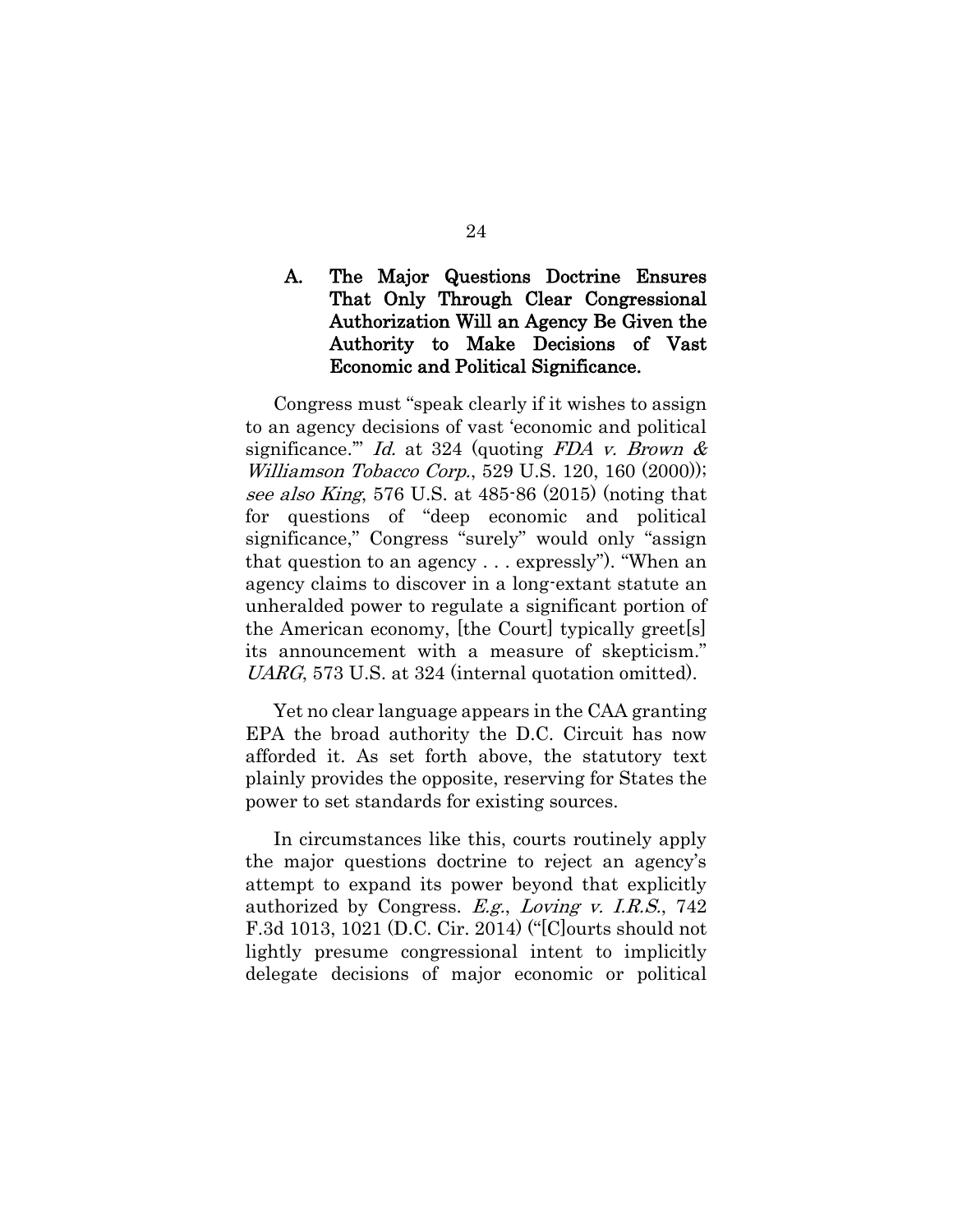### A. The Major Questions Doctrine Ensures That Only Through Clear Congressional Authorization Will an Agency Be Given the Authority to Make Decisions of Vast Economic and Political Significance.

Congress must "speak clearly if it wishes to assign to an agency decisions of vast 'economic and political significance.'" *Id.* at 324 (quoting *FDA v. Brown & Williamson Tobacco Corp.*, 529 U.S. 120, 160 (2000)); *see also King*, 576 U.S. at 485-86 (2015) (noting that for questions of "deep economic and political significance," Congress "surely" would only "assign that question to an agency . . . expressly"). "When an agency claims to discover in a long-extant statute an unheralded power to regulate a significant portion of the American economy, [the Court] typically greet[s] its announcement with a measure of skepticism." *UARG*, 573 U.S. at 324 (internal quotation omitted).

Yet no clear language appears in the CAA granting EPA the broad authority the D.C. Circuit has now afforded it. As set forth above, the statutory text plainly provides the opposite, reserving for States the power to set standards for existing sources.

In circumstances like this, courts routinely apply the major questions doctrine to reject an agency's attempt to expand its power beyond that explicitly authorized by Congress. *E.g.*, *Loving v. I.R.S.*, 742 F.3d 1013, 1021 (D.C. Cir. 2014) ("[C]ourts should not lightly presume congressional intent to implicitly delegate decisions of major economic or political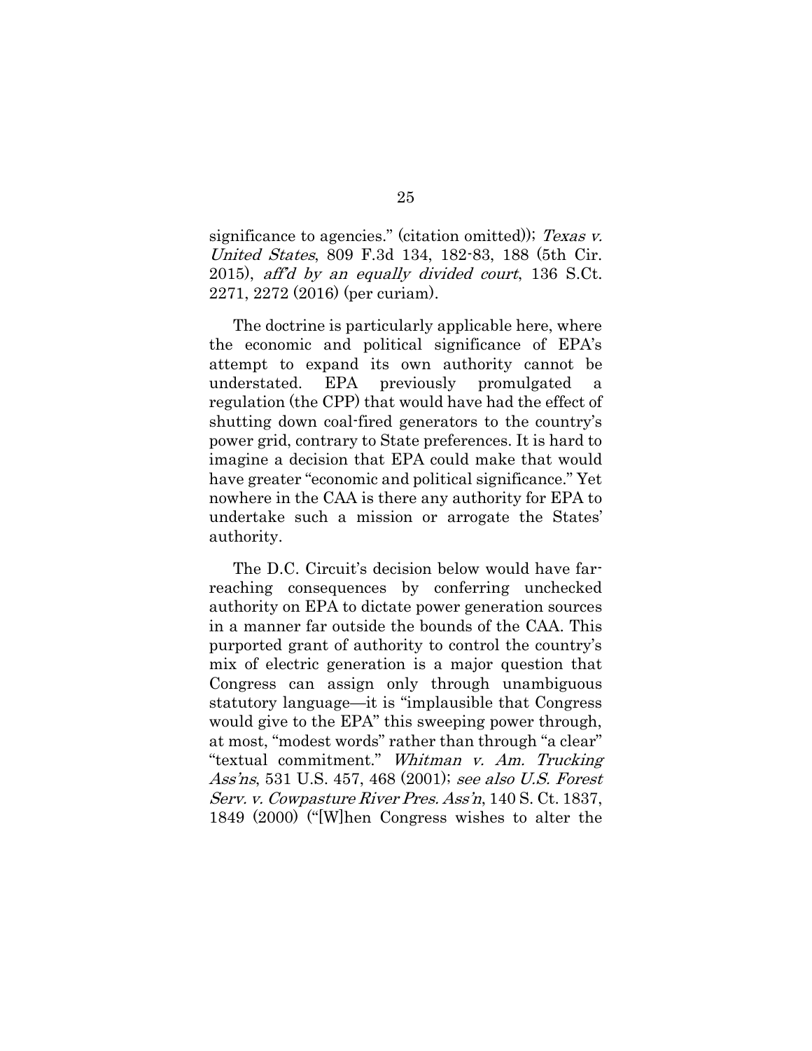significance to agencies." (citation omitted)); *Texas v. United States*, 809 F.3d 134, 182-83, 188 (5th Cir. 2015), *aff'd by an equally divided court*, 136 S.Ct. 2271, 2272 (2016) (per curiam).

The doctrine is particularly applicable here, where the economic and political significance of EPA's attempt to expand its own authority cannot be understated. EPA previously promulgated a regulation (the CPP) that would have had the effect of shutting down coal-fired generators to the country's power grid, contrary to State preferences. It is hard to imagine a decision that EPA could make that would have greater "economic and political significance." Yet nowhere in the CAA is there any authority for EPA to undertake such a mission or arrogate the States' authority.

The D.C. Circuit's decision below would have far-reaching consequences by conferring unchecked authority on EPA to dictate power generation sources in a manner far outside the bounds of the CAA. This purported grant of authority to control the country's mix of electric generation is a major question that Congress can assign only through unambiguous statutory language—it is "implausible that Congress would give to the EPA" this sweeping power through, at most, "modest words" rather than through "a clear" "textual commitment." *Whitman v. Am. Trucking Ass'ns*, 531 U.S. 457, 468 (2001); *see also U.S. Forest Serv. v. Cowpasture River Pres. Ass'n*, 140 S. Ct. 1837, 1849 (2000) ("[W]hen Congress wishes to alter the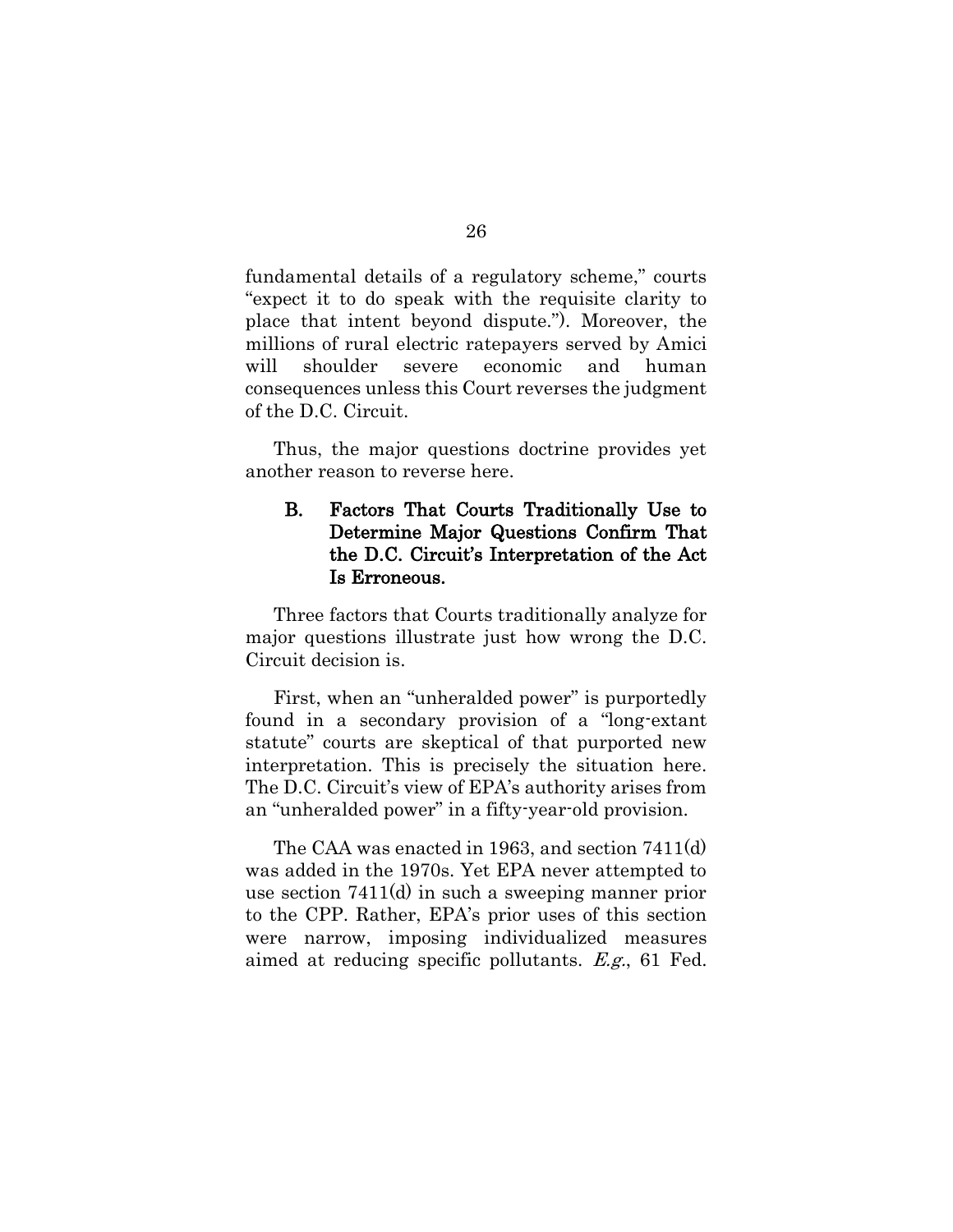fundamental details of a regulatory scheme," courts "expect it to do speak with the requisite clarity to place that intent beyond dispute."). Moreover, the millions of rural electric ratepayers served by Amici will shoulder severe economic and human consequences unless this Court reverses the judgment of the D.C. Circuit.

Thus, the major questions doctrine provides yet another reason to reverse here.

### B. Factors That Courts Traditionally Use to Determine Major Questions Confirm That the D.C. Circuit's Interpretation of the Act Is Erroneous.

Three factors that Courts traditionally analyze for major questions illustrate just how wrong the D.C. Circuit decision is.

First, when an "unheralded power" is purportedly found in a secondary provision of a "long-extant statute" courts are skeptical of that purported new interpretation. This is precisely the situation here. The D.C. Circuit's view of EPA's authority arises from an "unheralded power" in a fifty-year-old provision.

The CAA was enacted in 1963, and section 7411(d) was added in the 1970s. Yet EPA never attempted to use section 7411(d) in such a sweeping manner prior to the CPP. Rather, EPA's prior uses of this section were narrow, imposing individualized measures aimed at reducing specific pollutants. *E.g.*, 61 Fed.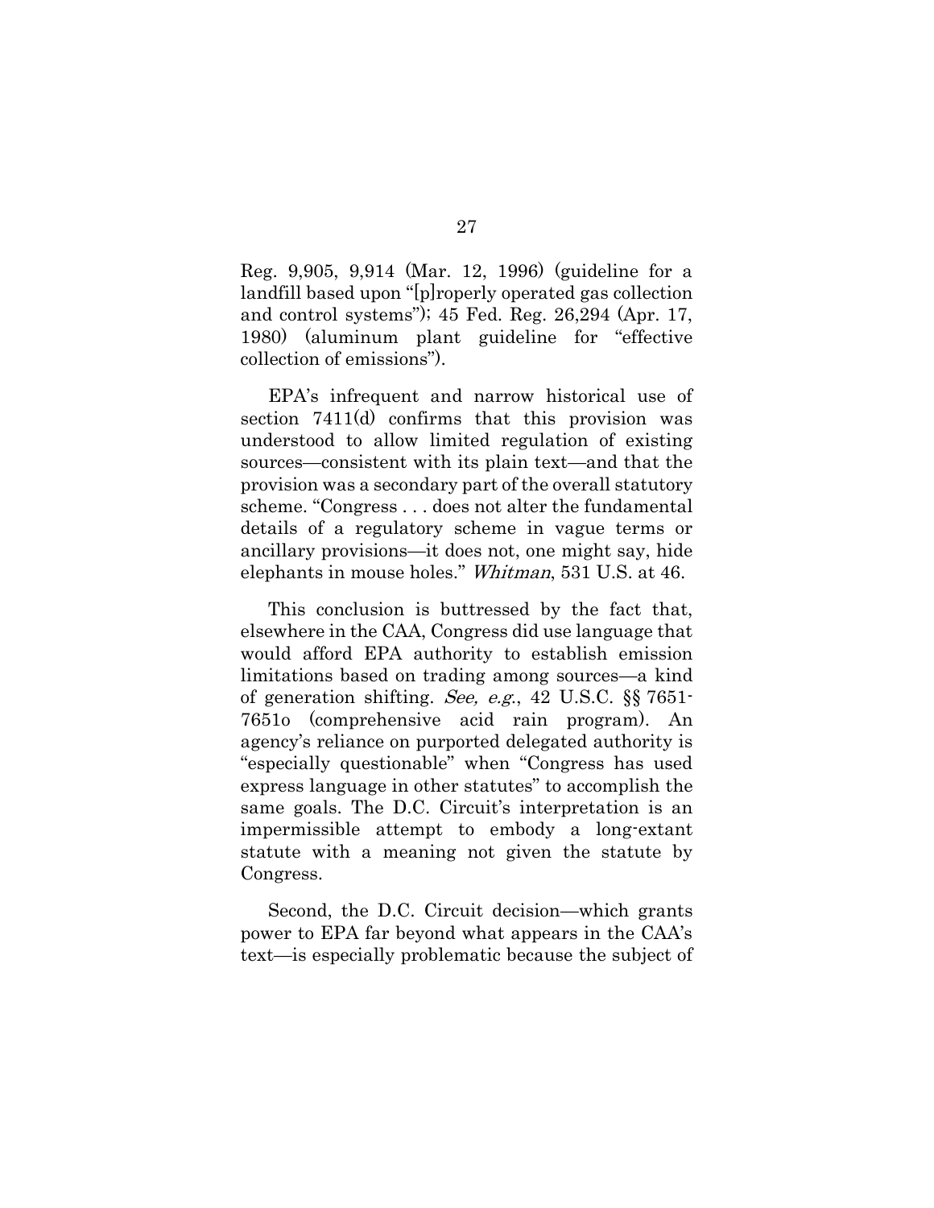Reg. 9,905, 9,914 (Mar. 12, 1996) (guideline for a landfill based upon "[p]roperly operated gas collection and control systems"); 45 Fed. Reg. 26,294 (Apr. 17, 1980) (aluminum plant guideline for "effective collection of emissions").

EPA's infrequent and narrow historical use of section 7411(d) confirms that this provision was understood to allow limited regulation of existing sources—consistent with its plain text—and that the provision was a secondary part of the overall statutory scheme. "Congress . . . does not alter the fundamental details of a regulatory scheme in vague terms or ancillary provisions—it does not, one might say, hide elephants in mouse holes." *Whitman*, 531 U.S. at 46.

This conclusion is buttressed by the fact that, elsewhere in the CAA, Congress did use language that would afford EPA authority to establish emission limitations based on trading among sources—a kind of generation shifting. *See, e.g.*, 42 U.S.C. §§ 7651-7651o (comprehensive acid rain program). An agency's reliance on purported delegated authority is "especially questionable" when "Congress has used express language in other statutes" to accomplish the same goals. The D.C. Circuit's interpretation is an impermissible attempt to embody a long-extant statute with a meaning not given the statute by Congress.

Second, the D.C. Circuit decision—which grants power to EPA far beyond what appears in the CAA's text—is especially problematic because the subject of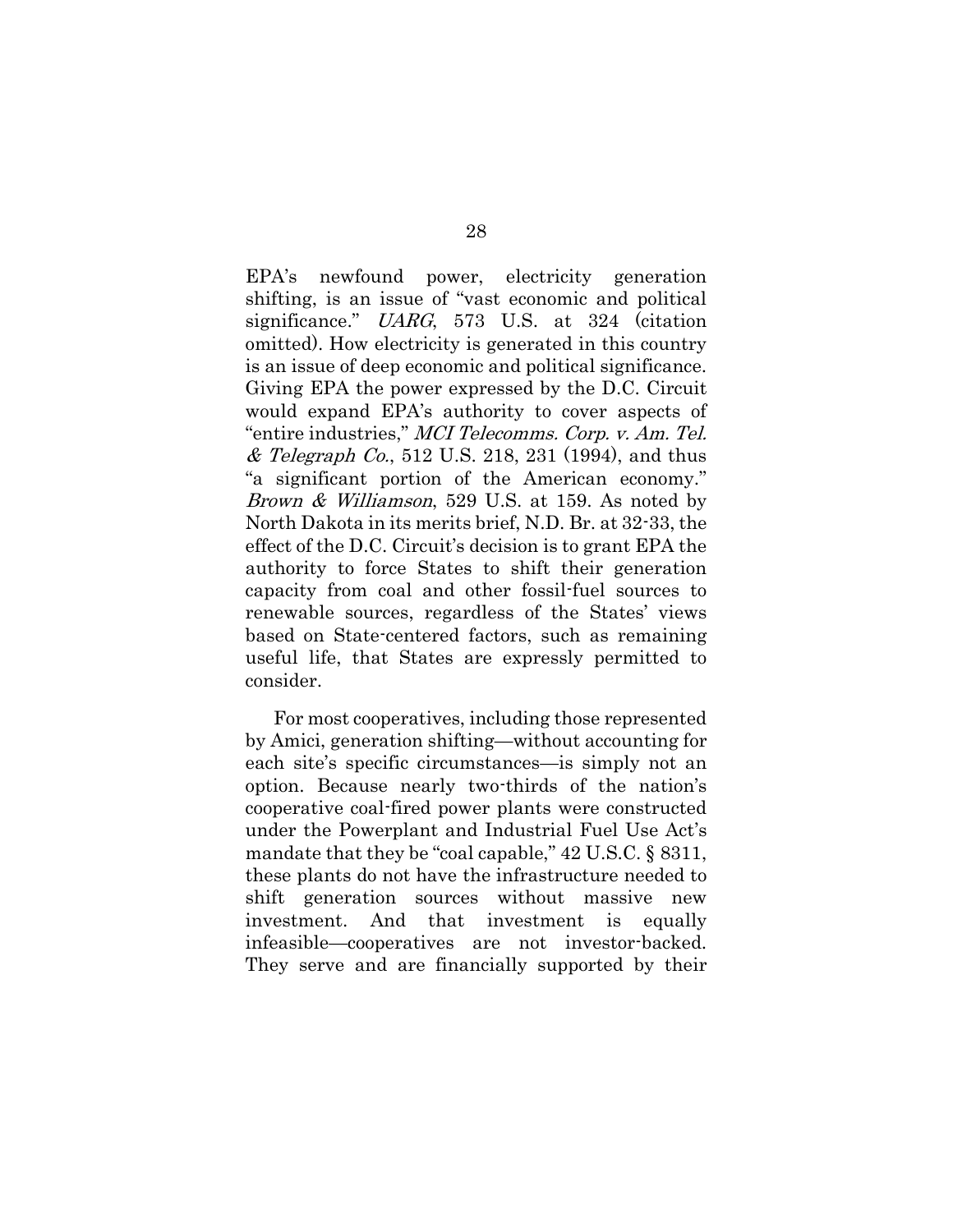EPA's newfound power, electricity generation shifting, is an issue of "vast economic and political significance." *UARG*, 573 U.S. at 324 (citation omitted). How electricity is generated in this country is an issue of deep economic and political significance. Giving EPA the power expressed by the D.C. Circuit would expand EPA's authority to cover aspects of "entire industries," *MCI Telecomms. Corp. v. Am. Tel. & Telegraph Co.*, 512 U.S. 218, 231 (1994), and thus "a significant portion of the American economy." *Brown & Williamson*, 529 U.S. at 159. As noted by North Dakota in its merits brief, N.D. Br. at 32-33, the effect of the D.C. Circuit's decision is to grant EPA the authority to force States to shift their generation capacity from coal and other fossil-fuel sources to renewable sources, regardless of the States' views based on State-centered factors, such as remaining useful life, that States are expressly permitted to consider.

For most cooperatives, including those represented by Amici, generation shifting—without accounting for each site's specific circumstances—is simply not an option. Because nearly two-thirds of the nation's cooperative coal-fired power plants were constructed under the Powerplant and Industrial Fuel Use Act's mandate that they be "coal capable," 42 U.S.C. § 8311, these plants do not have the infrastructure needed to shift generation sources without massive new investment. And that investment is equally infeasible—cooperatives are not investor-backed. They serve and are financially supported by their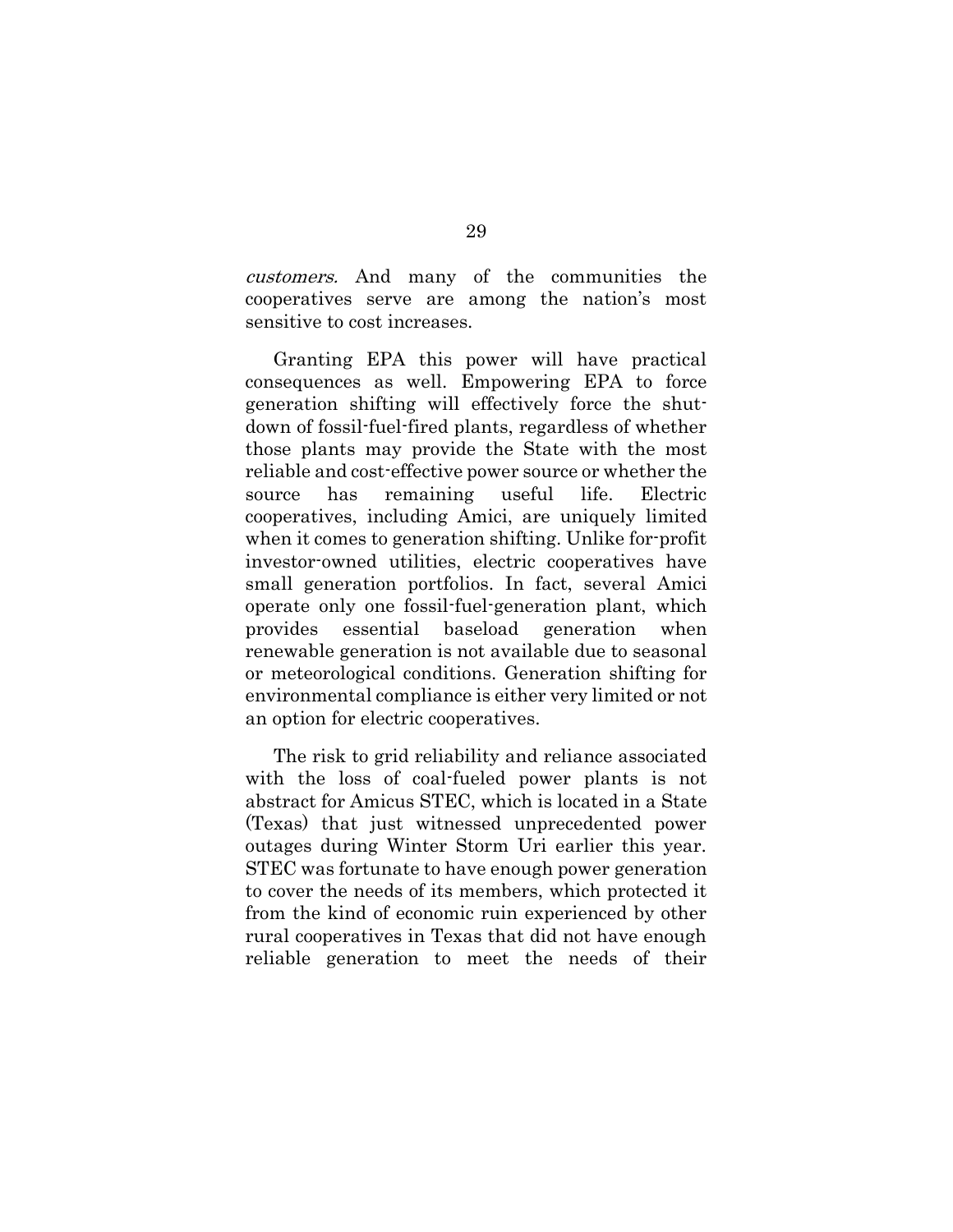*customers.* And many of the communities the cooperatives serve are among the nation's most sensitive to cost increases.

Granting EPA this power will have practical consequences as well. Empowering EPA to force generation shifting will effectively force the shut-down of fossil-fuel-fired plants, regardless of whether those plants may provide the State with the most reliable and cost-effective power source or whether the source has remaining useful life. Electric cooperatives, including Amici, are uniquely limited when it comes to generation shifting. Unlike for-profit investor-owned utilities, electric cooperatives have small generation portfolios. In fact, several Amici operate only one fossil-fuel-generation plant, which provides essential baseload generation when renewable generation is not available due to seasonal or meteorological conditions. Generation shifting for environmental compliance is either very limited or not an option for electric cooperatives.

The risk to grid reliability and reliance associated with the loss of coal-fueled power plants is not abstract for Amicus STEC, which is located in a State (Texas) that just witnessed unprecedented power outages during Winter Storm Uri earlier this year. STEC was fortunate to have enough power generation to cover the needs of its members, which protected it from the kind of economic ruin experienced by other rural cooperatives in Texas that did not have enough reliable generation to meet the needs of their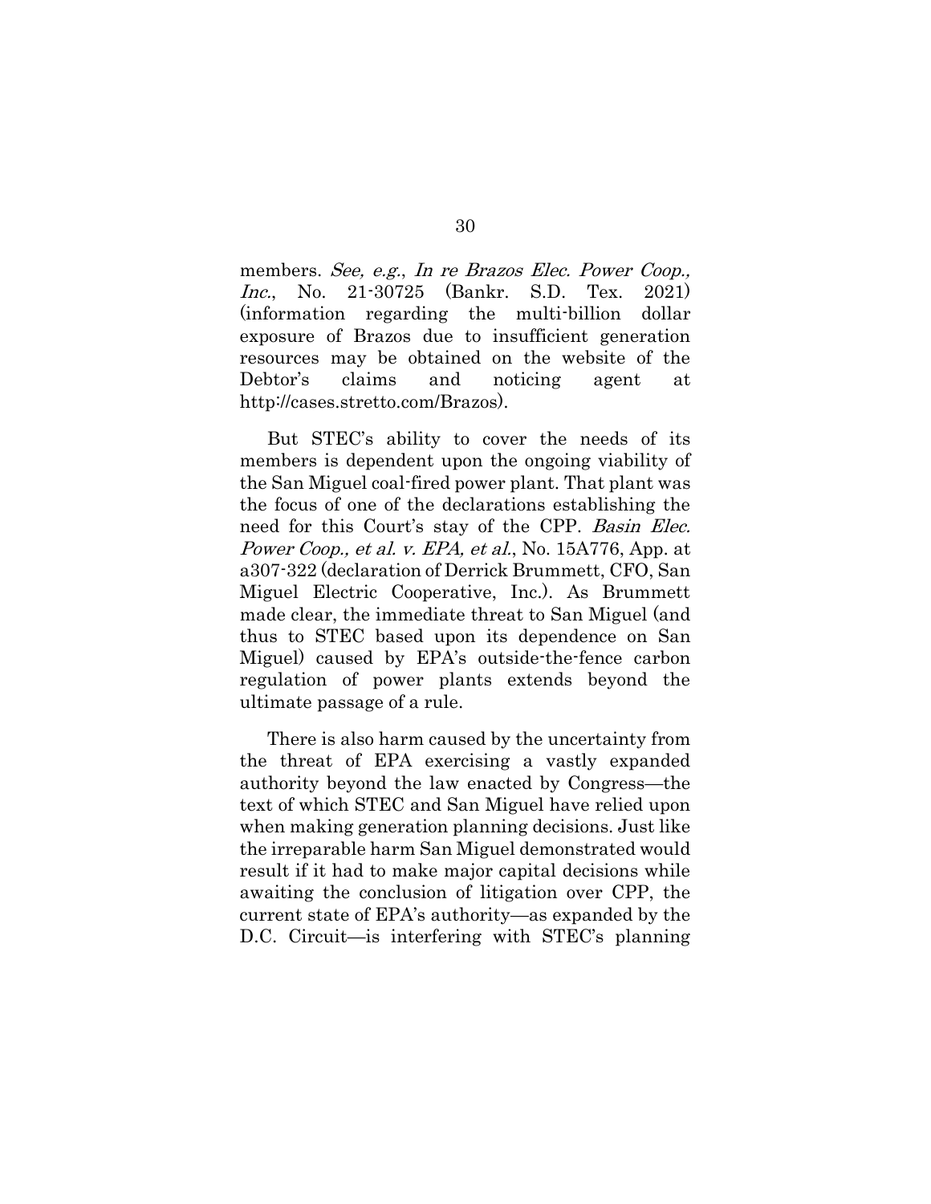members. *See, e.g.*, *In re Brazos Elec. Power Coop., Inc.*, No. 21-30725 (Bankr. S.D. Tex. 2021) (information regarding the multi-billion dollar exposure of Brazos due to insufficient generation resources may be obtained on the website of the Debtor's claims and noticing agent at http://cases.stretto.com/Brazos).

But STEC's ability to cover the needs of its members is dependent upon the ongoing viability of the San Miguel coal-fired power plant. That plant was the focus of one of the declarations establishing the need for this Court's stay of the CPP. *Basin Elec. Power Coop., et al. v. EPA, et al.*, No. 15A776, App. at a307-322 (declaration of Derrick Brummett, CFO, San Miguel Electric Cooperative, Inc.). As Brummett made clear, the immediate threat to San Miguel (and thus to STEC based upon its dependence on San Miguel) caused by EPA's outside-the-fence carbon regulation of power plants extends beyond the ultimate passage of a rule.

There is also harm caused by the uncertainty from the threat of EPA exercising a vastly expanded authority beyond the law enacted by Congress—the text of which STEC and San Miguel have relied upon when making generation planning decisions. Just like the irreparable harm San Miguel demonstrated would result if it had to make major capital decisions while awaiting the conclusion of litigation over CPP, the current state of EPA's authority—as expanded by the D.C. Circuit—is interfering with STEC's planning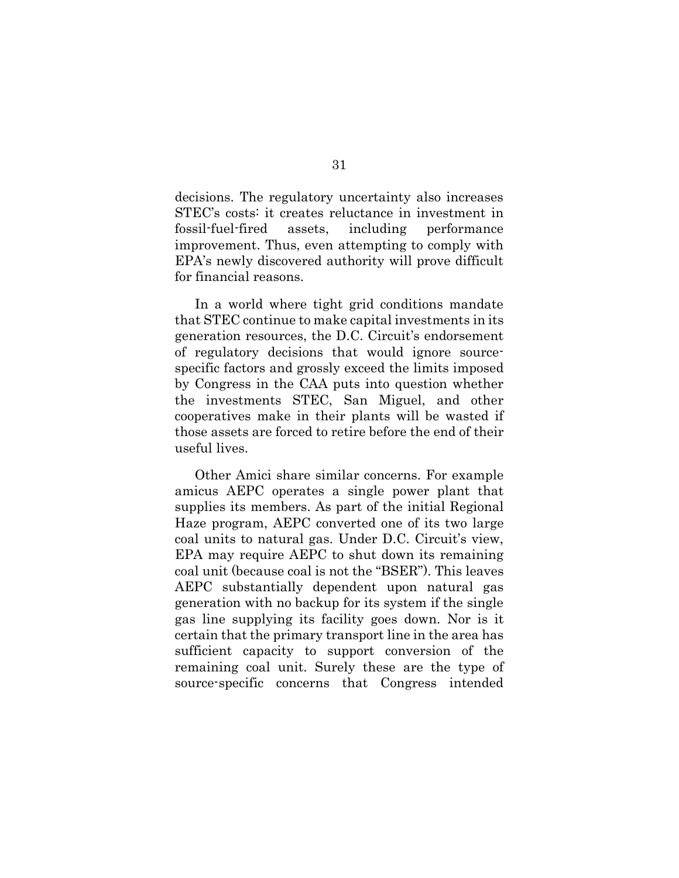decisions. The regulatory uncertainty also increases STEC's costs: it creates reluctance in investment in fossil-fuel-fired assets, including performance improvement. Thus, even attempting to comply with EPA's newly discovered authority will prove difficult for financial reasons.

In a world where tight grid conditions mandate that STEC continue to make capital investments in its generation resources, the D.C. Circuit's endorsement of regulatory decisions that would ignore source-specific factors and grossly exceed the limits imposed by Congress in the CAA puts into question whether the investments STEC, San Miguel, and other cooperatives make in their plants will be wasted if those assets are forced to retire before the end of their useful lives.

Other Amici share similar concerns. For example amicus AEPC operates a single power plant that supplies its members. As part of the initial Regional Haze program, AEPC converted one of its two large coal units to natural gas. Under D.C. Circuit's view, EPA may require AEPC to shut down its remaining coal unit (because coal is not the "BSER"). This leaves AEPC substantially dependent upon natural gas generation with no backup for its system if the single gas line supplying its facility goes down. Nor is it certain that the primary transport line in the area has sufficient capacity to support conversion of the remaining coal unit. Surely these are the type of source-specific concerns that Congress intended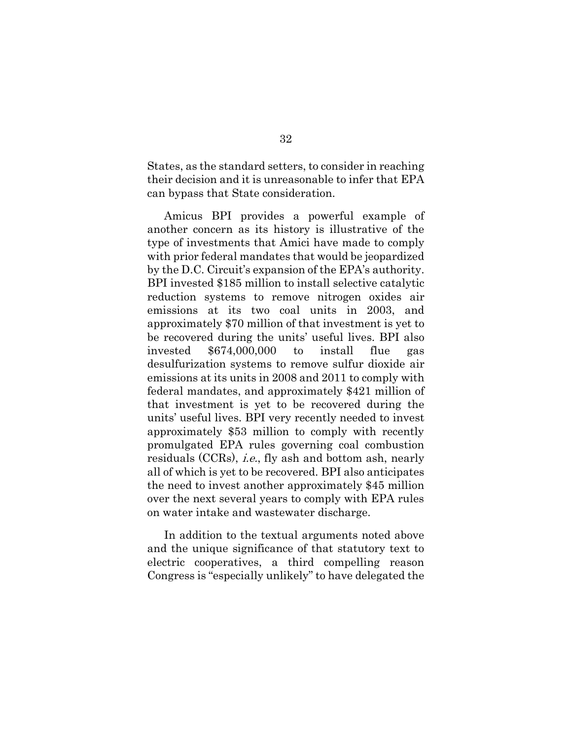States, as the standard setters, to consider in reaching their decision and it is unreasonable to infer that EPA can bypass that State consideration.

Amicus BPI provides a powerful example of another concern as its history is illustrative of the type of investments that Amici have made to comply with prior federal mandates that would be jeopardized by the D.C. Circuit's expansion of the EPA's authority. BPI invested $185 million to install selective catalytic reduction systems to remove nitrogen oxides air emissions at its two coal units in 2003, and approximately $70 million of that investment is yet to be recovered during the units' useful lives. BPI also invested $674,000,000 to install flue gas desulfurization systems to remove sulfur dioxide air emissions at its units in 2008 and 2011 to comply with federal mandates, and approximately $421 million of that investment is yet to be recovered during the units' useful lives. BPI very recently needed to invest approximately $53 million to comply with recently promulgated EPA rules governing coal combustion residuals (CCRs), *i.e.*, fly ash and bottom ash, nearly all of which is yet to be recovered. BPI also anticipates the need to invest another approximately $45 million over the next several years to comply with EPA rules on water intake and wastewater discharge.

In addition to the textual arguments noted above and the unique significance of that statutory text to electric cooperatives, a third compelling reason Congress is "especially unlikely" to have delegated the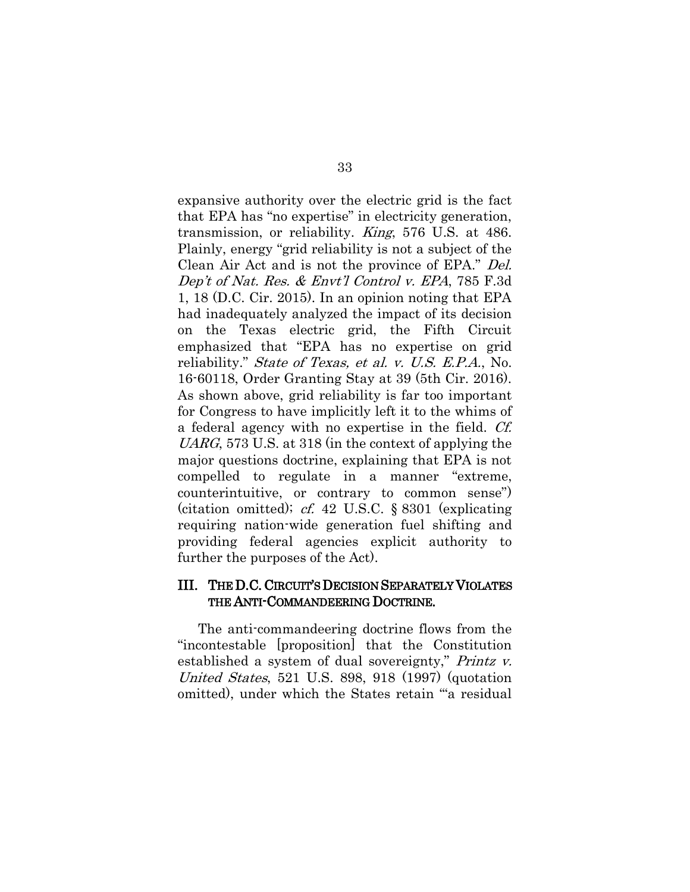expansive authority over the electric grid is the fact that EPA has "no expertise" in electricity generation, transmission, or reliability. *King*, 576 U.S. at 486. Plainly, energy "grid reliability is not a subject of the Clean Air Act and is not the province of EPA." *Del. Dep't of Nat. Res. & Envt'l Control v. EPA*, 785 F.3d 1, 18 (D.C. Cir. 2015). In an opinion noting that EPA had inadequately analyzed the impact of its decision on the Texas electric grid, the Fifth Circuit emphasized that "EPA has no expertise on grid reliability." *State of Texas, et al. v. U.S. E.P.A.*, No. 16-60118, Order Granting Stay at 39 (5th Cir. 2016). As shown above, grid reliability is far too important for Congress to have implicitly left it to the whims of a federal agency with no expertise in the field. *Cf. UARG*, 573 U.S. at 318 (in the context of applying the major questions doctrine, explaining that EPA is not compelled to regulate in a manner "extreme, counterintuitive, or contrary to common sense") (citation omitted); *cf.* 42 U.S.C. § 8301 (explicating requiring nation-wide generation fuel shifting and providing federal agencies explicit authority to further the purposes of the Act).

## III. THE D.C. CIRCUIT'S DECISION SEPARATELY VIOLATES THE ANTI-COMMANDEERING DOCTRINE.

The anti-commandeering doctrine flows from the "incontestable [proposition] that the Constitution established a system of dual sovereignty," *Printz v. United States*, 521 U.S. 898, 918 (1997) (quotation omitted), under which the States retain "'a residual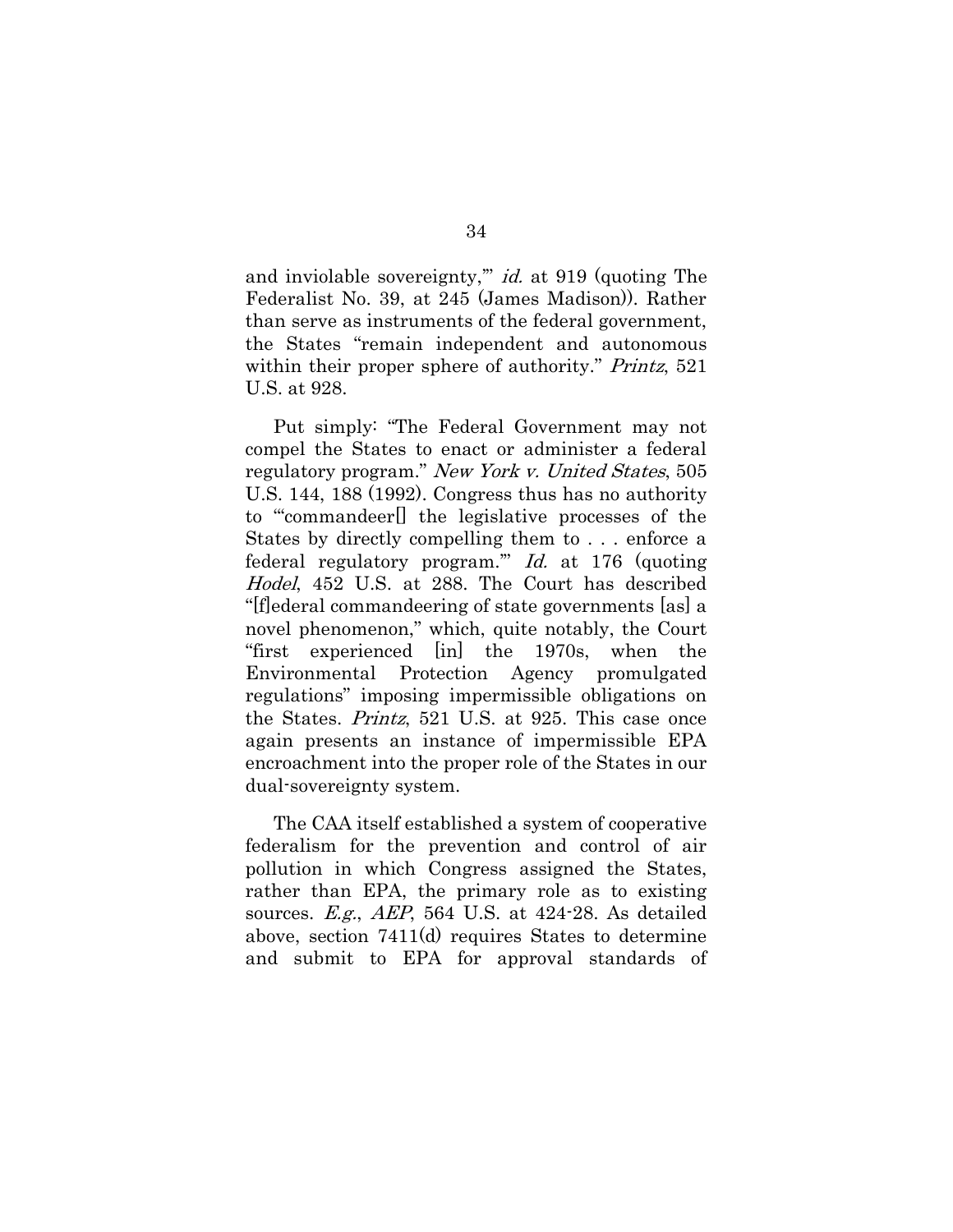and inviolable sovereignty,'" *id.* at 919 (quoting The Federalist No. 39, at 245 (James Madison)). Rather than serve as instruments of the federal government, the States "remain independent and autonomous within their proper sphere of authority." *Printz*, 521 U.S. at 928.

Put simply: "The Federal Government may not compel the States to enact or administer a federal regulatory program." *New York v. United States*, 505 U.S. 144, 188 (1992). Congress thus has no authority to "'commandeer[] the legislative processes of the States by directly compelling them to . . . enforce a federal regulatory program.'" *Id.* at 176 (quoting *Hodel*, 452 U.S. at 288. The Court has described "[f]ederal commandeering of state governments [as] a novel phenomenon," which, quite notably, the Court "first experienced [in] the 1970s, when the Environmental Protection Agency promulgated regulations" imposing impermissible obligations on the States. *Printz*, 521 U.S. at 925. This case once again presents an instance of impermissible EPA encroachment into the proper role of the States in our dual-sovereignty system.

The CAA itself established a system of cooperative federalism for the prevention and control of air pollution in which Congress assigned the States, rather than EPA, the primary role as to existing sources. *E.g.*, *AEP*, 564 U.S. at 424-28. As detailed above, section 7411(d) requires States to determine and submit to EPA for approval standards of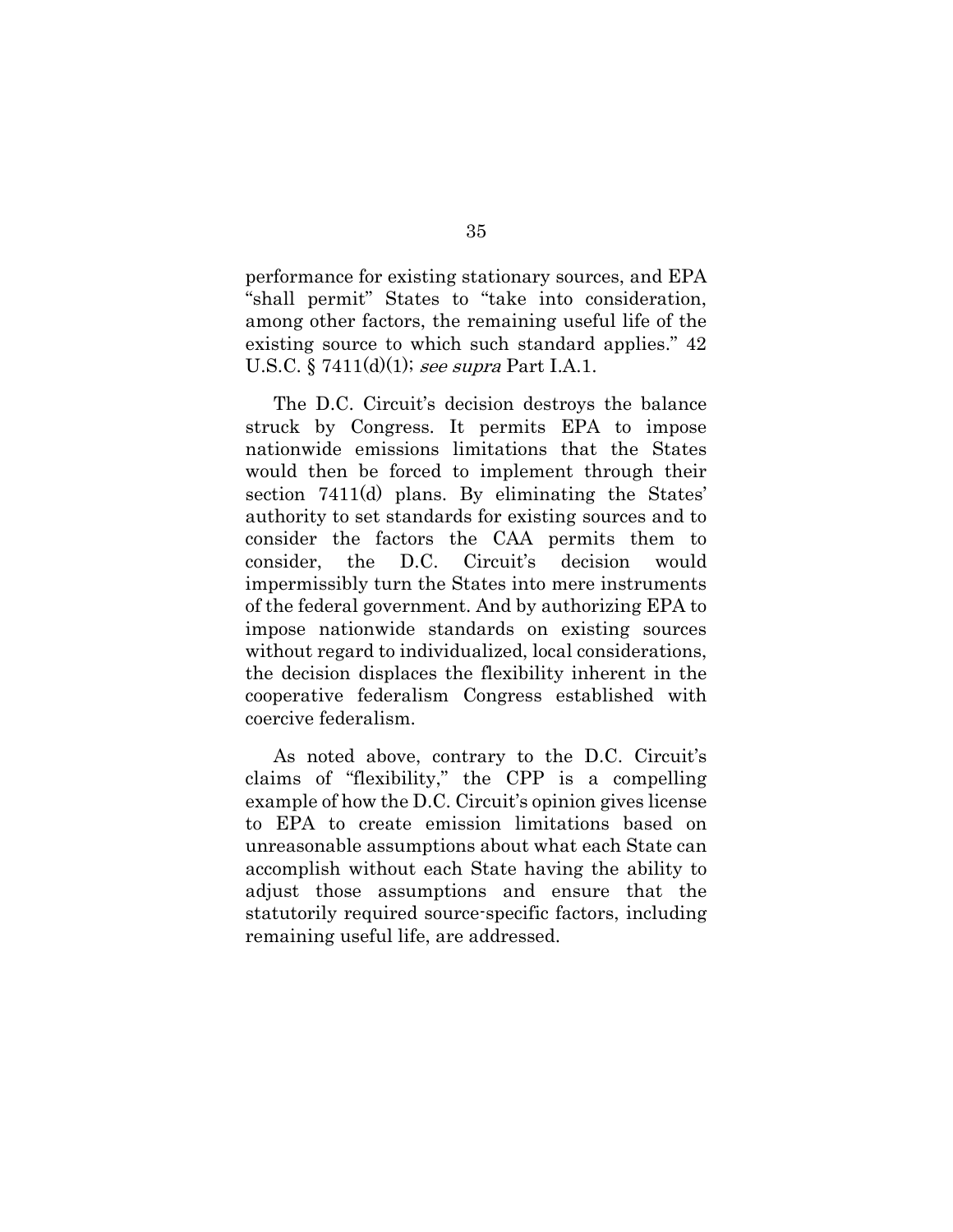performance for existing stationary sources, and EPA "shall permit" States to "take into consideration, among other factors, the remaining useful life of the existing source to which such standard applies." 42 U.S.C. § 7411(d)(1); *see supra* Part I.A.1.

The D.C. Circuit's decision destroys the balance struck by Congress. It permits EPA to impose nationwide emissions limitations that the States would then be forced to implement through their section 7411(d) plans. By eliminating the States' authority to set standards for existing sources and to consider the factors the CAA permits them to consider, the D.C. Circuit's decision would impermissibly turn the States into mere instruments of the federal government. And by authorizing EPA to impose nationwide standards on existing sources without regard to individualized, local considerations, the decision displaces the flexibility inherent in the cooperative federalism Congress established with coercive federalism.

As noted above, contrary to the D.C. Circuit's claims of "flexibility," the CPP is a compelling example of how the D.C. Circuit's opinion gives license to EPA to create emission limitations based on unreasonable assumptions about what each State can accomplish without each State having the ability to adjust those assumptions and ensure that the statutorily required source-specific factors, including remaining useful life, are addressed.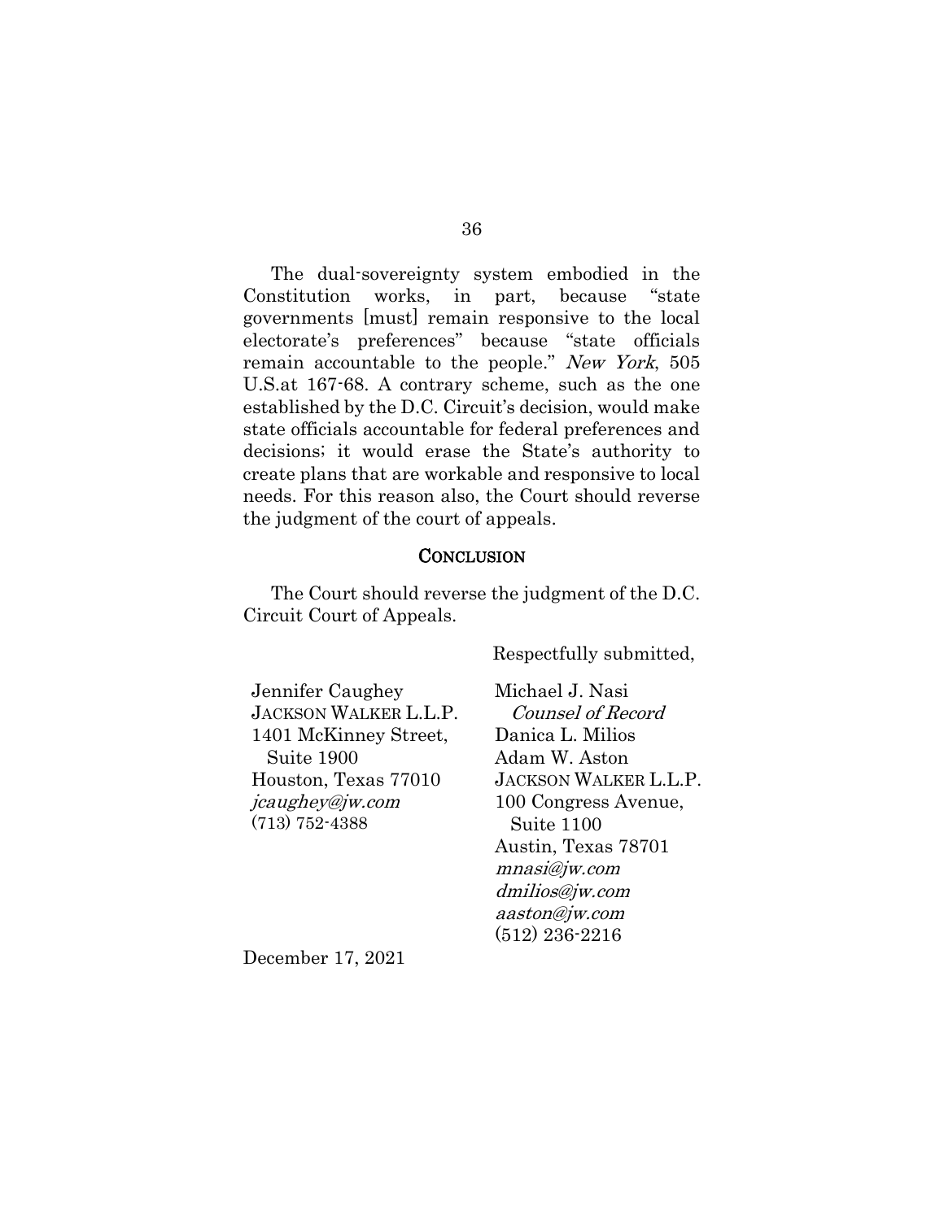The dual-sovereignty system embodied in the Constitution works, in part, because "state governments [must] remain responsive to the local electorate's preferences" because "state officials remain accountable to the people." *New York*, 505 U.S.at 167-68. A contrary scheme, such as the one established by the D.C. Circuit's decision, would make state officials accountable for federal preferences and decisions; it would erase the State's authority to create plans that are workable and responsive to local needs. For this reason also, the Court should reverse the judgment of the court of appeals.

## CONCLUSION

The Court should reverse the judgment of the D.C. Circuit Court of Appeals.

Respectfully submitted,

Jennifer Caughey
JACKSON WALKER L.L.P.
1401 McKinney Street,
Suite 1900
Houston, Texas 77010
*jcaughey@jw.com*
(713) 752-4388

Michael J. Nasi
*Counsel of Record*
Danica L. Milios
Adam W. Aston
JACKSON WALKER L.L.P.
100 Congress Avenue,
Suite 1100
Austin, Texas 78701
*mnasi@jw.com*
*dmilios@jw.com*
*aaston@jw.com*
(512) 236-2216

December 17, 2021